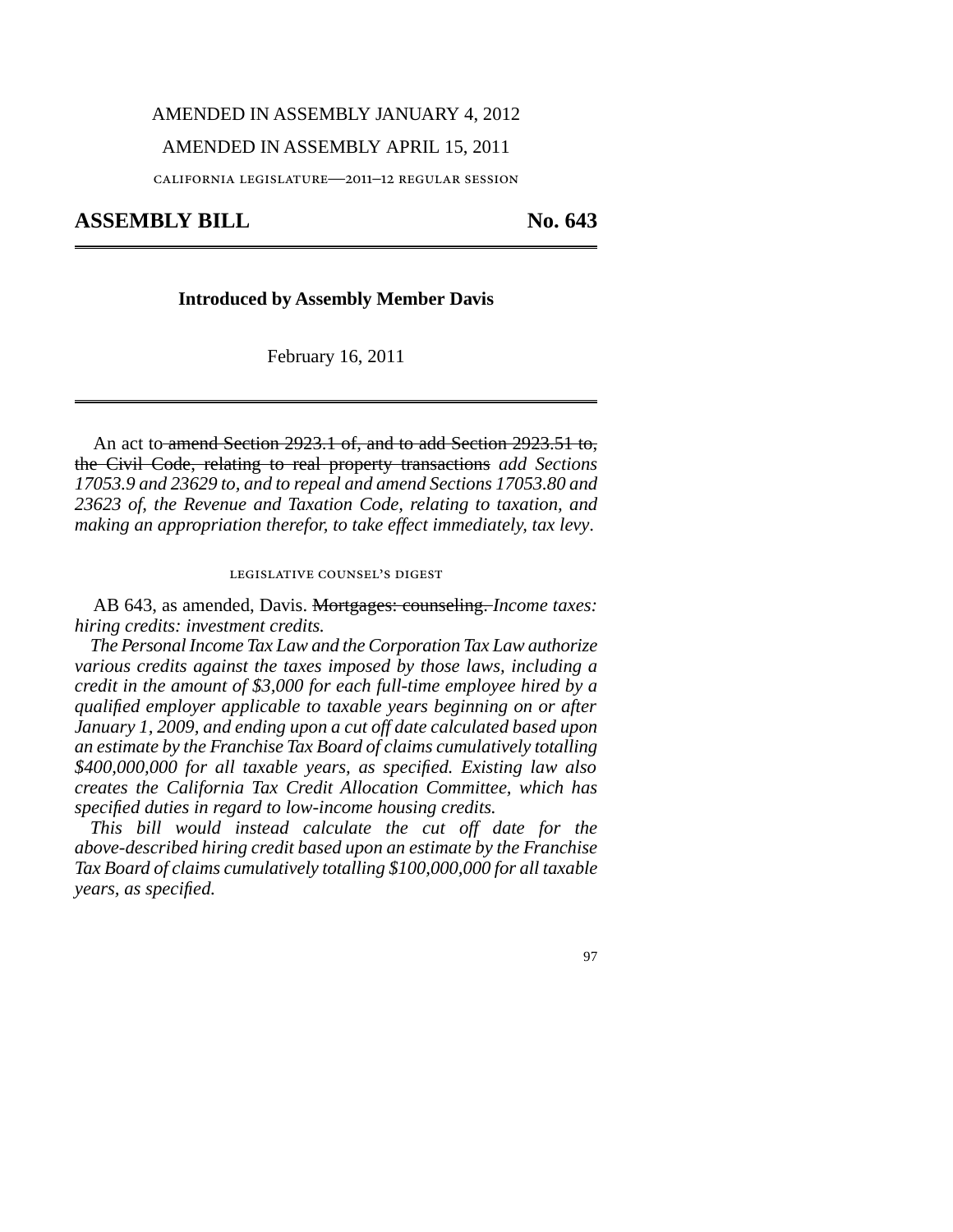AMENDED IN ASSEMBLY JANUARY 4, 2012

AMENDED IN ASSEMBLY APRIL 15, 2011

CALIFORNIA LEGISLATURE—2011–12 REGULAR SESSION

# ASSEMBLY BILL No. 643

**Introduced by Assembly Member Davis**

February 16, 2011

An act to ~~amend Section 2923.1 of, and to add Section 2923.51 to, the Civil Code, relating to real property transactions~~ *add Sections 17053.9 and 23629 to, and to repeal and amend Sections 17053.80 and 23623 of, the Revenue and Taxation Code, relating to taxation, and making an appropriation therefor, to take effect immediately, tax levy*.

LEGISLATIVE COUNSEL'S DIGEST

AB 643, as amended, Davis. ~~Mortgages: counseling.~~ *Income taxes: hiring credits: investment credits.*

*The Personal Income Tax Law and the Corporation Tax Law authorize various credits against the taxes imposed by those laws, including a credit in the amount of $3,000 for each full-time employee hired by a qualified employer applicable to taxable years beginning on or after January 1, 2009, and ending upon a cut off date calculated based upon an estimate by the Franchise Tax Board of claims cumulatively totalling $400,000,000 for all taxable years, as specified. Existing law also creates the California Tax Credit Allocation Committee, which has specified duties in regard to low-income housing credits.*

*This bill would instead calculate the cut off date for the above-described hiring credit based upon an estimate by the Franchise Tax Board of claims cumulatively totalling $100,000,000 for all taxable years, as specified.*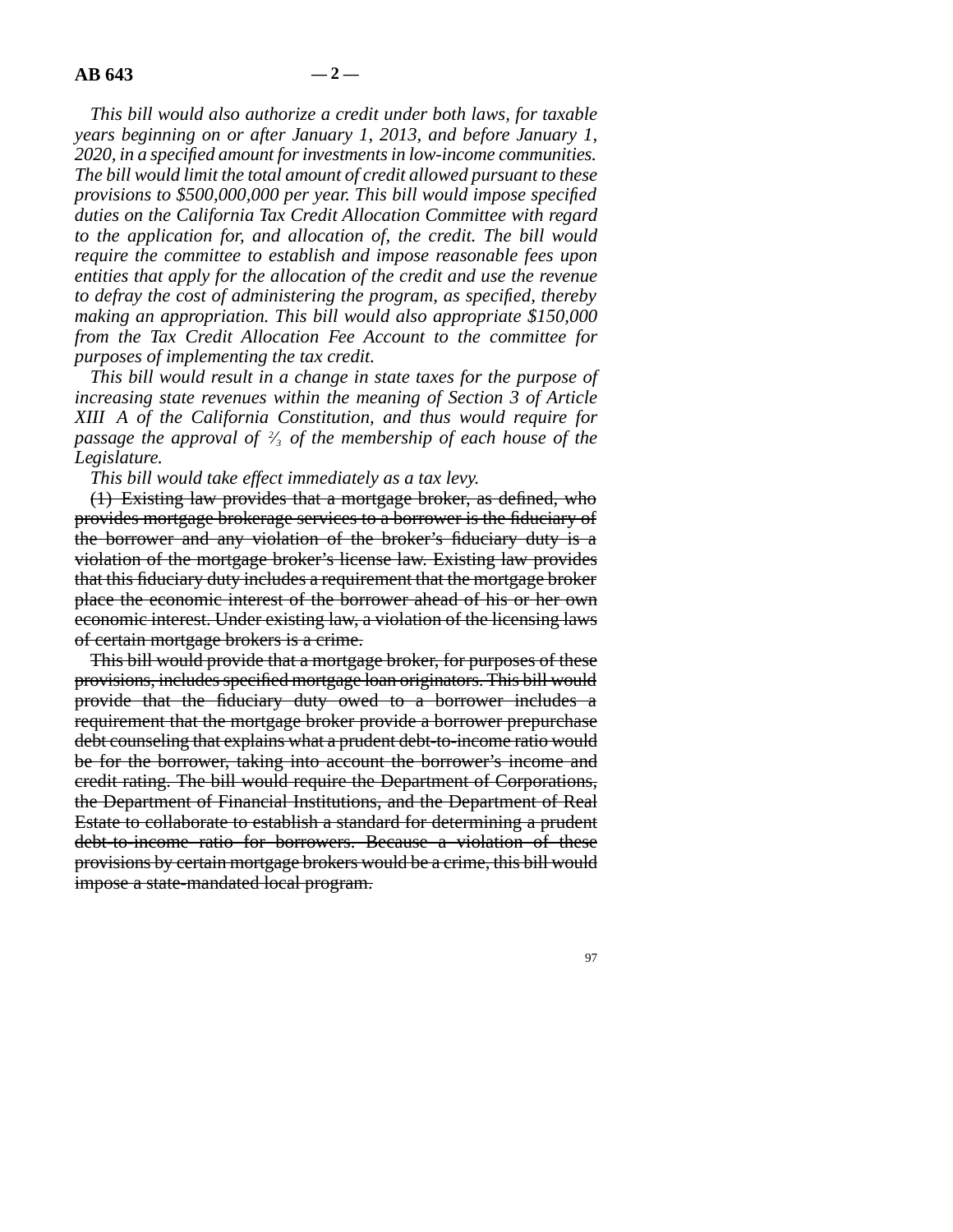*This bill would also authorize a credit under both laws, for taxable years beginning on or after January 1, 2013, and before January 1, 2020, in a specified amount for investments in low-income communities. The bill would limit the total amount of credit allowed pursuant to these provisions to $500,000,000 per year. This bill would impose specified duties on the California Tax Credit Allocation Committee with regard to the application for, and allocation of, the credit. The bill would require the committee to establish and impose reasonable fees upon entities that apply for the allocation of the credit and use the revenue to defray the cost of administering the program, as specified, thereby making an appropriation. This bill would also appropriate $150,000 from the Tax Credit Allocation Fee Account to the committee for purposes of implementing the tax credit.*

*This bill would result in a change in state taxes for the purpose of increasing state revenues within the meaning of Section 3 of Article XIII A of the California Constitution, and thus would require for passage the approval of 2⁄3 of the membership of each house of the Legislature.*

*This bill would take effect immediately as a tax levy.*

~~(1) Existing law provides that a mortgage broker, as defined, who provides mortgage brokerage services to a borrower is the fiduciary of the borrower and any violation of the broker's fiduciary duty is a violation of the mortgage broker's license law. Existing law provides that this fiduciary duty includes a requirement that the mortgage broker place the economic interest of the borrower ahead of his or her own economic interest. Under existing law, a violation of the licensing laws of certain mortgage brokers is a crime.~~

~~This bill would provide that a mortgage broker, for purposes of these provisions, includes specified mortgage loan originators. This bill would provide that the fiduciary duty owed to a borrower includes a requirement that the mortgage broker provide a borrower prepurchase debt counseling that explains what a prudent debt-to-income ratio would be for the borrower, taking into account the borrower's income and credit rating. The bill would require the Department of Corporations, the Department of Financial Institutions, and the Department of Real Estate to collaborate to establish a standard for determining a prudent debt-to-income ratio for borrowers. Because a violation of these provisions by certain mortgage brokers would be a crime, this bill would impose a state-mandated local program.~~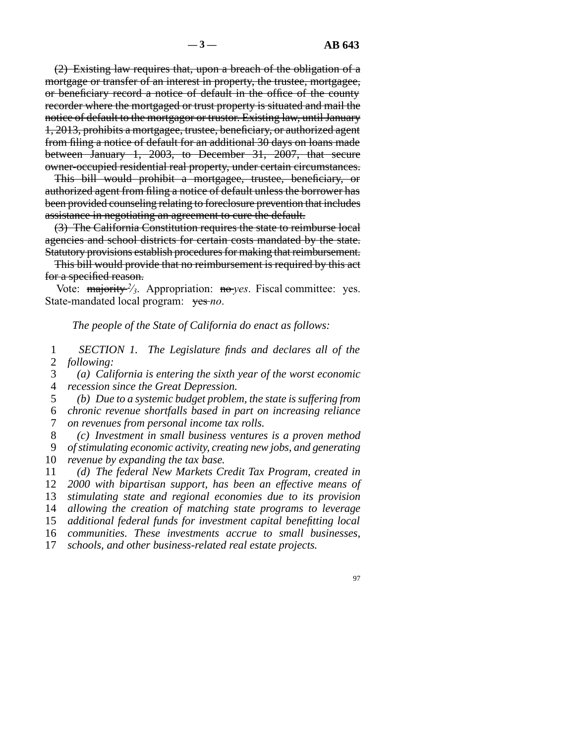~~(2) Existing law requires that, upon a breach of the obligation of a mortgage or transfer of an interest in property, the trustee, mortgagee, or beneficiary record a notice of default in the office of the county recorder where the mortgaged or trust property is situated and mail the notice of default to the mortgagor or trustor. Existing law, until January 1, 2013, prohibits a mortgagee, trustee, beneficiary, or authorized agent from filing a notice of default for an additional 30 days on loans made between January 1, 2003, to December 31, 2007, that secure owner-occupied residential real property, under certain circumstances.~~

~~This bill would prohibit a mortgagee, trustee, beneficiary, or authorized agent from filing a notice of default unless the borrower has been provided counseling relating to foreclosure prevention that includes assistance in negotiating an agreement to cure the default.~~

~~(3) The California Constitution requires the state to reimburse local agencies and school districts for certain costs mandated by the state. Statutory provisions establish procedures for making that reimbursement.~~

~~This bill would provide that no reimbursement is required by this act for a specified reason.~~

Vote: ~~majority~~ $^{2}\!/_{3}$. Appropriation: ~~no~~ *yes*. Fiscal committee: yes. State-mandated local program: ~~yes~~ *no*.

*The people of the State of California do enact as follows:*

1 *SECTION 1. The Legislature finds and declares all of the*
2 *following:*
3 *(a) California is entering the sixth year of the worst economic*
4 *recession since the Great Depression.*
5 *(b) Due to a systemic budget problem, the state is suffering from*
6 *chronic revenue shortfalls based in part on increasing reliance*
7 *on revenues from personal income tax rolls.*
8 *(c) Investment in small business ventures is a proven method*
9 *of stimulating economic activity, creating new jobs, and generating*
10 *revenue by expanding the tax base.*
11 *(d) The federal New Markets Credit Tax Program, created in*
12 *2000 with bipartisan support, has been an effective means of*
13 *stimulating state and regional economies due to its provision*
14 *allowing the creation of matching state programs to leverage*
15 *additional federal funds for investment capital benefitting local*
16 *communities. These investments accrue to small businesses,*
17 *schools, and other business-related real estate projects.*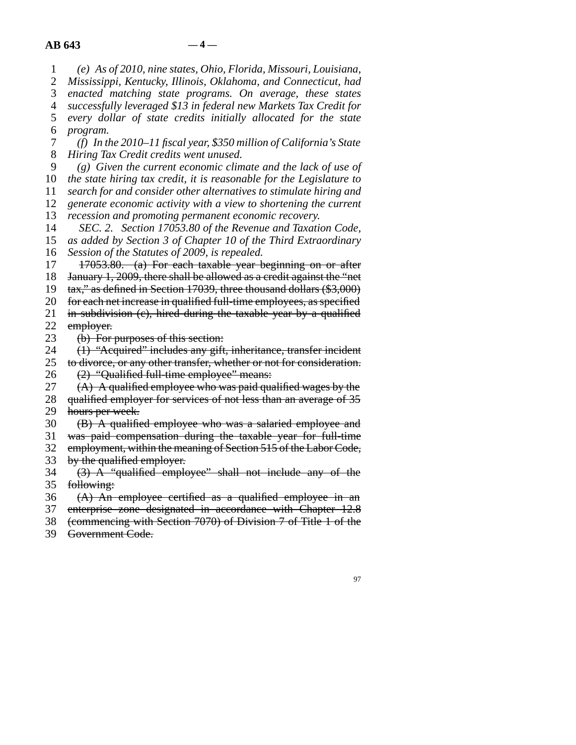*(e) As of 2010, nine states, Ohio, Florida, Missouri, Louisiana, Mississippi, Kentucky, Illinois, Oklahoma, and Connecticut, had enacted matching state programs. On average, these states successfully leveraged $13 in federal new Markets Tax Credit for every dollar of state credits initially allocated for the state program.*

*(f) In the 2010–11 fiscal year, $350 million of California's State Hiring Tax Credit credits went unused.*

*(g) Given the current economic climate and the lack of use of the state hiring tax credit, it is reasonable for the Legislature to search for and consider other alternatives to stimulate hiring and generate economic activity with a view to shortening the current recession and promoting permanent economic recovery.*

*SEC. 2. Section 17053.80 of the Revenue and Taxation Code, as added by Section 3 of Chapter 10 of the Third Extraordinary Session of the Statutes of 2009, is repealed.*

~~17053.80. (a) For each taxable year beginning on or after January 1, 2009, there shall be allowed as a credit against the "net tax," as defined in Section 17039, three thousand dollars ($3,000) for each net increase in qualified full-time employees, as specified in subdivision (c), hired during the taxable year by a qualified employer.~~

~~(b) For purposes of this section:~~

~~(1) "Acquired" includes any gift, inheritance, transfer incident to divorce, or any other transfer, whether or not for consideration.~~

~~(2) "Qualified full-time employee" means:~~

~~(A) A qualified employee who was paid qualified wages by the qualified employer for services of not less than an average of 35 hours per week.~~

~~(B) A qualified employee who was a salaried employee and was paid compensation during the taxable year for full-time employment, within the meaning of Section 515 of the Labor Code, by the qualified employer.~~

~~(3) A "qualified employee" shall not include any of the following:~~

~~(A) An employee certified as a qualified employee in an enterprise zone designated in accordance with Chapter 12.8 (commencing with Section 7070) of Division 7 of Title 1 of the Government Code.~~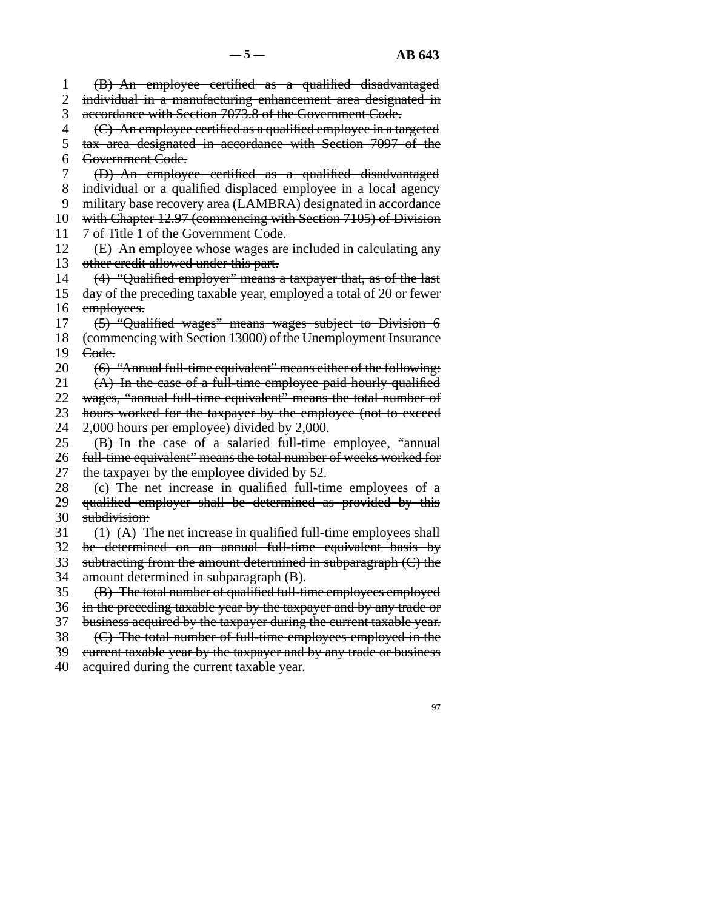~~(B) An employee certified as a qualified disadvantaged individual in a manufacturing enhancement area designated in accordance with Section 7073.8 of the Government Code.~~

~~(C) An employee certified as a qualified employee in a targeted tax area designated in accordance with Section 7097 of the Government Code.~~

~~(D) An employee certified as a qualified disadvantaged individual or a qualified displaced employee in a local agency military base recovery area (LAMBRA) designated in accordance with Chapter 12.97 (commencing with Section 7105) of Division 7 of Title 1 of the Government Code.~~

~~(E) An employee whose wages are included in calculating any other credit allowed under this part.~~

~~(4) "Qualified employer" means a taxpayer that, as of the last day of the preceding taxable year, employed a total of 20 or fewer employees.~~

~~(5) "Qualified wages" means wages subject to Division 6 (commencing with Section 13000) of the Unemployment Insurance Code.~~

~~(6) "Annual full-time equivalent" means either of the following:~~

~~(A) In the case of a full-time employee paid hourly qualified wages, "annual full-time equivalent" means the total number of hours worked for the taxpayer by the employee (not to exceed 2,000 hours per employee) divided by 2,000.~~

~~(B) In the case of a salaried full-time employee, "annual full-time equivalent" means the total number of weeks worked for the taxpayer by the employee divided by 52.~~

~~(c) The net increase in qualified full-time employees of a qualified employer shall be determined as provided by this subdivision:~~

~~(1) (A) The net increase in qualified full-time employees shall be determined on an annual full-time equivalent basis by subtracting from the amount determined in subparagraph (C) the amount determined in subparagraph (B).~~

~~(B) The total number of qualified full-time employees employed in the preceding taxable year by the taxpayer and by any trade or business acquired by the taxpayer during the current taxable year.~~

~~(C) The total number of full-time employees employed in the current taxable year by the taxpayer and by any trade or business acquired during the current taxable year.~~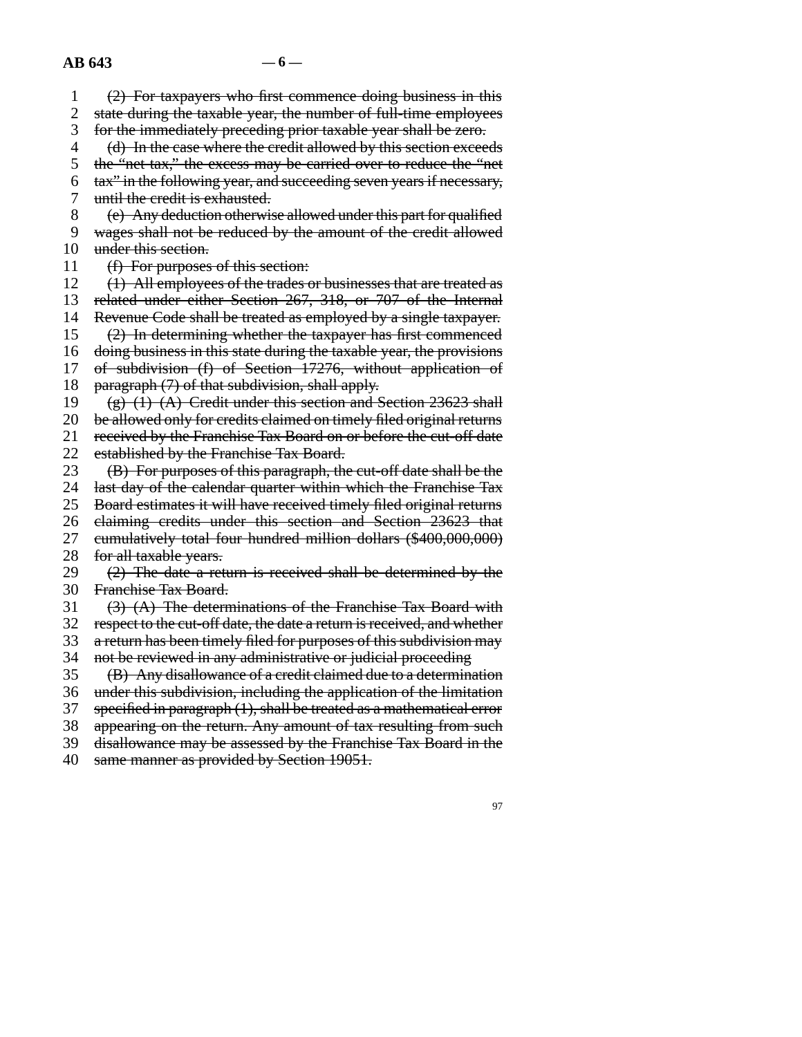~~(2) For taxpayers who first commence doing business in this state during the taxable year, the number of full-time employees for the immediately preceding prior taxable year shall be zero.~~

~~(d) In the case where the credit allowed by this section exceeds the "net tax," the excess may be carried over to reduce the "net tax" in the following year, and succeeding seven years if necessary, until the credit is exhausted.~~

~~(e) Any deduction otherwise allowed under this part for qualified wages shall not be reduced by the amount of the credit allowed under this section.~~

~~(f) For purposes of this section:~~

~~(1) All employees of the trades or businesses that are treated as related under either Section 267, 318, or 707 of the Internal Revenue Code shall be treated as employed by a single taxpayer.~~

~~(2) In determining whether the taxpayer has first commenced doing business in this state during the taxable year, the provisions of subdivision (f) of Section 17276, without application of paragraph (7) of that subdivision, shall apply.~~

~~(g) (1) (A) Credit under this section and Section 23623 shall be allowed only for credits claimed on timely filed original returns received by the Franchise Tax Board on or before the cut-off date established by the Franchise Tax Board.~~

~~(B) For purposes of this paragraph, the cut-off date shall be the last day of the calendar quarter within which the Franchise Tax Board estimates it will have received timely filed original returns claiming credits under this section and Section 23623 that cumulatively total four hundred million dollars ($400,000,000) for all taxable years.~~

~~(2) The date a return is received shall be determined by the Franchise Tax Board.~~

~~(3) (A) The determinations of the Franchise Tax Board with respect to the cut-off date, the date a return is received, and whether a return has been timely filed for purposes of this subdivision may not be reviewed in any administrative or judicial proceeding~~

~~(B) Any disallowance of a credit claimed due to a determination under this subdivision, including the application of the limitation specified in paragraph (1), shall be treated as a mathematical error appearing on the return. Any amount of tax resulting from such disallowance may be assessed by the Franchise Tax Board in the same manner as provided by Section 19051.~~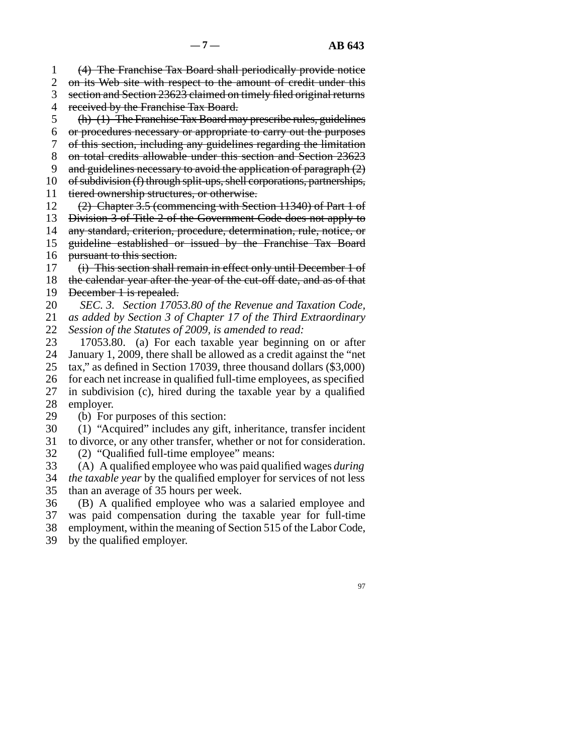~~(4) The Franchise Tax Board shall periodically provide notice on its Web site with respect to the amount of credit under this section and Section 23623 claimed on timely filed original returns received by the Franchise Tax Board.~~

~~(h) (1) The Franchise Tax Board may prescribe rules, guidelines or procedures necessary or appropriate to carry out the purposes of this section, including any guidelines regarding the limitation on total credits allowable under this section and Section 23623 and guidelines necessary to avoid the application of paragraph (2) of subdivision (f) through split-ups, shell corporations, partnerships, tiered ownership structures, or otherwise.~~

~~(2) Chapter 3.5 (commencing with Section 11340) of Part 1 of Division 3 of Title 2 of the Government Code does not apply to any standard, criterion, procedure, determination, rule, notice, or guideline established or issued by the Franchise Tax Board pursuant to this section.~~

~~(i) This section shall remain in effect only until December 1 of the calendar year after the year of the cut-off date, and as of that December 1 is repealed.~~

*SEC. 3. Section 17053.80 of the Revenue and Taxation Code, as added by Section 3 of Chapter 17 of the Third Extraordinary Session of the Statutes of 2009, is amended to read:*

17053.80. (a) For each taxable year beginning on or after January 1, 2009, there shall be allowed as a credit against the "net tax," as defined in Section 17039, three thousand dollars ($3,000) for each net increase in qualified full-time employees, as specified in subdivision (c), hired during the taxable year by a qualified employer.

(b) For purposes of this section:

(1) "Acquired" includes any gift, inheritance, transfer incident to divorce, or any other transfer, whether or not for consideration.

(2) "Qualified full-time employee" means:

(A) A qualified employee who was paid qualified wages *during the taxable year* by the qualified employer for services of not less than an average of 35 hours per week.

(B) A qualified employee who was a salaried employee and was paid compensation during the taxable year for full-time employment, within the meaning of Section 515 of the Labor Code, by the qualified employer.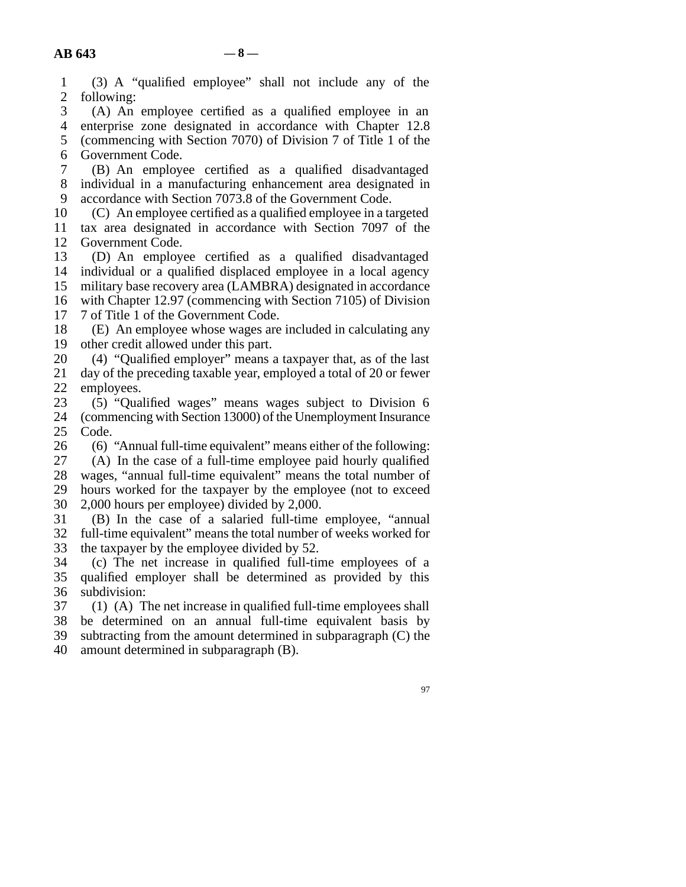(3) A "qualified employee" shall not include any of the following:

(A) An employee certified as a qualified employee in an enterprise zone designated in accordance with Chapter 12.8 (commencing with Section 7070) of Division 7 of Title 1 of the Government Code.

(B) An employee certified as a qualified disadvantaged individual in a manufacturing enhancement area designated in accordance with Section 7073.8 of the Government Code.

(C) An employee certified as a qualified employee in a targeted tax area designated in accordance with Section 7097 of the Government Code.

(D) An employee certified as a qualified disadvantaged individual or a qualified displaced employee in a local agency military base recovery area (LAMBRA) designated in accordance with Chapter 12.97 (commencing with Section 7105) of Division 7 of Title 1 of the Government Code.

(E) An employee whose wages are included in calculating any other credit allowed under this part.

(4) "Qualified employer" means a taxpayer that, as of the last day of the preceding taxable year, employed a total of 20 or fewer employees.

(5) "Qualified wages" means wages subject to Division 6 (commencing with Section 13000) of the Unemployment Insurance Code.

(6) "Annual full-time equivalent" means either of the following:

(A) In the case of a full-time employee paid hourly qualified wages, "annual full-time equivalent" means the total number of hours worked for the taxpayer by the employee (not to exceed 2,000 hours per employee) divided by 2,000.

(B) In the case of a salaried full-time employee, "annual full-time equivalent" means the total number of weeks worked for the taxpayer by the employee divided by 52.

(c) The net increase in qualified full-time employees of a qualified employer shall be determined as provided by this subdivision:

(1) (A) The net increase in qualified full-time employees shall be determined on an annual full-time equivalent basis by subtracting from the amount determined in subparagraph (C) the amount determined in subparagraph (B).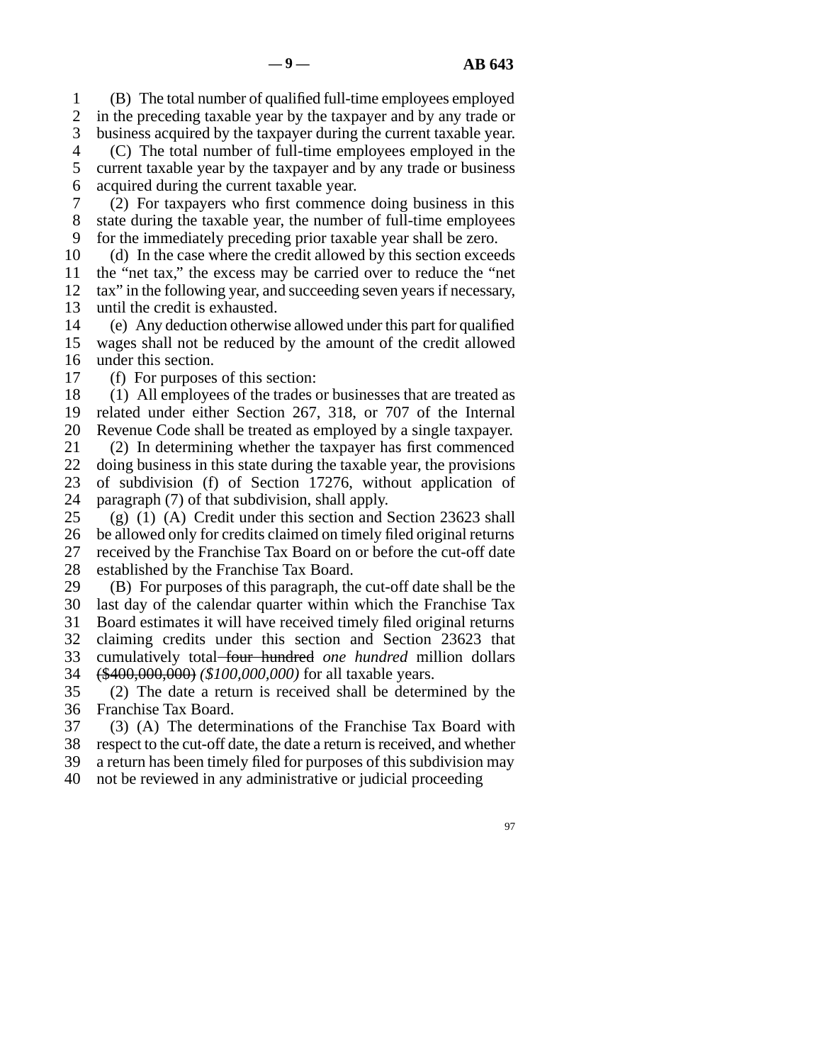(B) The total number of qualified full-time employees employed in the preceding taxable year by the taxpayer and by any trade or business acquired by the taxpayer during the current taxable year.

(C) The total number of full-time employees employed in the current taxable year by the taxpayer and by any trade or business acquired during the current taxable year.

(2) For taxpayers who first commence doing business in this state during the taxable year, the number of full-time employees for the immediately preceding prior taxable year shall be zero.

(d) In the case where the credit allowed by this section exceeds the "net tax," the excess may be carried over to reduce the "net tax" in the following year, and succeeding seven years if necessary, until the credit is exhausted.

(e) Any deduction otherwise allowed under this part for qualified wages shall not be reduced by the amount of the credit allowed under this section.

(f) For purposes of this section:

(1) All employees of the trades or businesses that are treated as related under either Section 267, 318, or 707 of the Internal Revenue Code shall be treated as employed by a single taxpayer.

(2) In determining whether the taxpayer has first commenced doing business in this state during the taxable year, the provisions of subdivision (f) of Section 17276, without application of paragraph (7) of that subdivision, shall apply.

(g) (1) (A) Credit under this section and Section 23623 shall be allowed only for credits claimed on timely filed original returns received by the Franchise Tax Board on or before the cut-off date established by the Franchise Tax Board.

(B) For purposes of this paragraph, the cut-off date shall be the last day of the calendar quarter within which the Franchise Tax Board estimates it will have received timely filed original returns claiming credits under this section and Section 23623 that cumulatively total ~~four hundred~~ *one hundred* million dollars ~~($400,000,000)~~ *($100,000,000)* for all taxable years.

(2) The date a return is received shall be determined by the Franchise Tax Board.

(3) (A) The determinations of the Franchise Tax Board with respect to the cut-off date, the date a return is received, and whether a return has been timely filed for purposes of this subdivision may not be reviewed in any administrative or judicial proceeding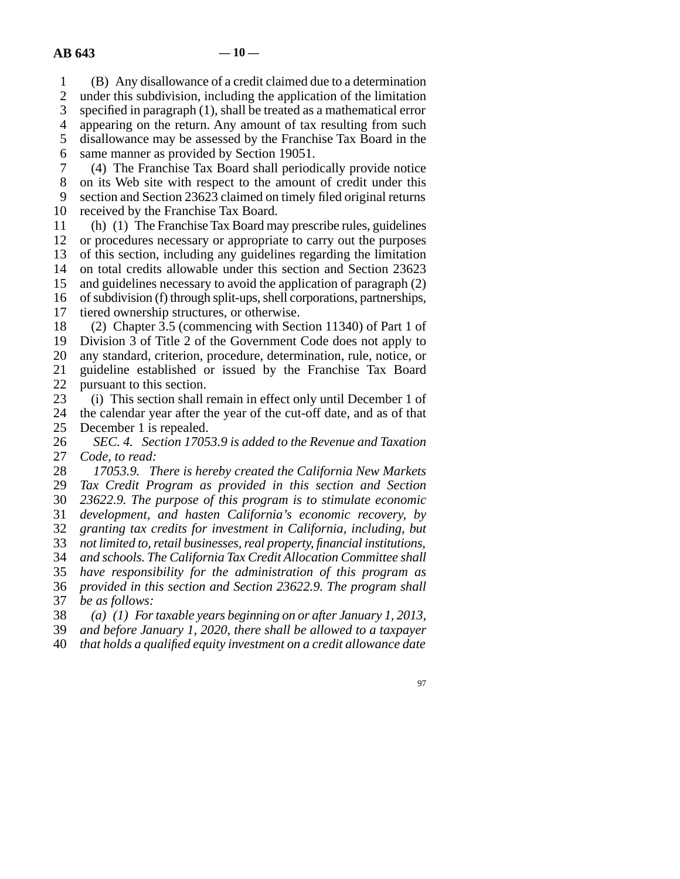(B) Any disallowance of a credit claimed due to a determination under this subdivision, including the application of the limitation specified in paragraph (1), shall be treated as a mathematical error appearing on the return. Any amount of tax resulting from such disallowance may be assessed by the Franchise Tax Board in the same manner as provided by Section 19051.

(4) The Franchise Tax Board shall periodically provide notice on its Web site with respect to the amount of credit under this section and Section 23623 claimed on timely filed original returns received by the Franchise Tax Board.

(h) (1) The Franchise Tax Board may prescribe rules, guidelines or procedures necessary or appropriate to carry out the purposes of this section, including any guidelines regarding the limitation on total credits allowable under this section and Section 23623 and guidelines necessary to avoid the application of paragraph (2) of subdivision (f) through split-ups, shell corporations, partnerships, tiered ownership structures, or otherwise.

(2) Chapter 3.5 (commencing with Section 11340) of Part 1 of Division 3 of Title 2 of the Government Code does not apply to any standard, criterion, procedure, determination, rule, notice, or guideline established or issued by the Franchise Tax Board pursuant to this section.

(i) This section shall remain in effect only until December 1 of the calendar year after the year of the cut-off date, and as of that December 1 is repealed.

*SEC. 4. Section 17053.9 is added to the Revenue and Taxation Code, to read:*

*17053.9. There is hereby created the California New Markets Tax Credit Program as provided in this section and Section 23622.9. The purpose of this program is to stimulate economic development, and hasten California's economic recovery, by granting tax credits for investment in California, including, but not limited to, retail businesses, real property, financial institutions, and schools. The California Tax Credit Allocation Committee shall have responsibility for the administration of this program as provided in this section and Section 23622.9. The program shall be as follows:*

*(a) (1) For taxable years beginning on or after January 1, 2013, and before January 1, 2020, there shall be allowed to a taxpayer that holds a qualified equity investment on a credit allowance date*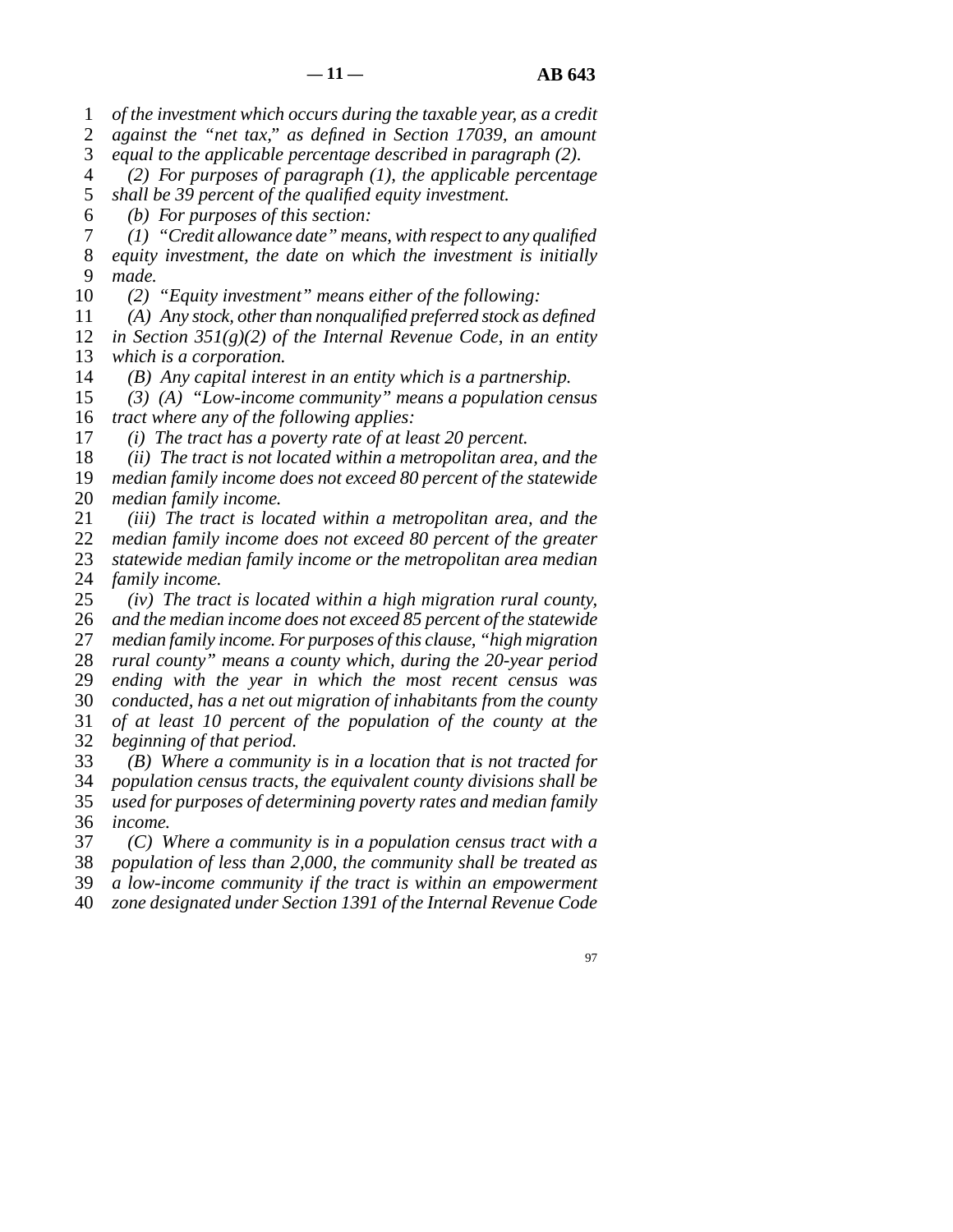*of the investment which occurs during the taxable year, as a credit against the "net tax," as defined in Section 17039, an amount equal to the applicable percentage described in paragraph (2).*

*(2) For purposes of paragraph (1), the applicable percentage shall be 39 percent of the qualified equity investment.*

*(b) For purposes of this section:*

*(1) "Credit allowance date" means, with respect to any qualified equity investment, the date on which the investment is initially made.*

*(2) "Equity investment" means either of the following:*

*(A) Any stock, other than nonqualified preferred stock as defined in Section 351(g)(2) of the Internal Revenue Code, in an entity which is a corporation.*

*(B) Any capital interest in an entity which is a partnership.*

*(3) (A) "Low-income community" means a population census tract where any of the following applies:*

*(i) The tract has a poverty rate of at least 20 percent.*

*(ii) The tract is not located within a metropolitan area, and the median family income does not exceed 80 percent of the statewide median family income.*

*(iii) The tract is located within a metropolitan area, and the median family income does not exceed 80 percent of the greater statewide median family income or the metropolitan area median family income.*

*(iv) The tract is located within a high migration rural county, and the median income does not exceed 85 percent of the statewide median family income. For purposes of this clause, "high migration rural county" means a county which, during the 20-year period ending with the year in which the most recent census was conducted, has a net out migration of inhabitants from the county of at least 10 percent of the population of the county at the beginning of that period.*

*(B) Where a community is in a location that is not tracted for population census tracts, the equivalent county divisions shall be used for purposes of determining poverty rates and median family income.*

*(C) Where a community is in a population census tract with a population of less than 2,000, the community shall be treated as a low-income community if the tract is within an empowerment zone designated under Section 1391 of the Internal Revenue Code*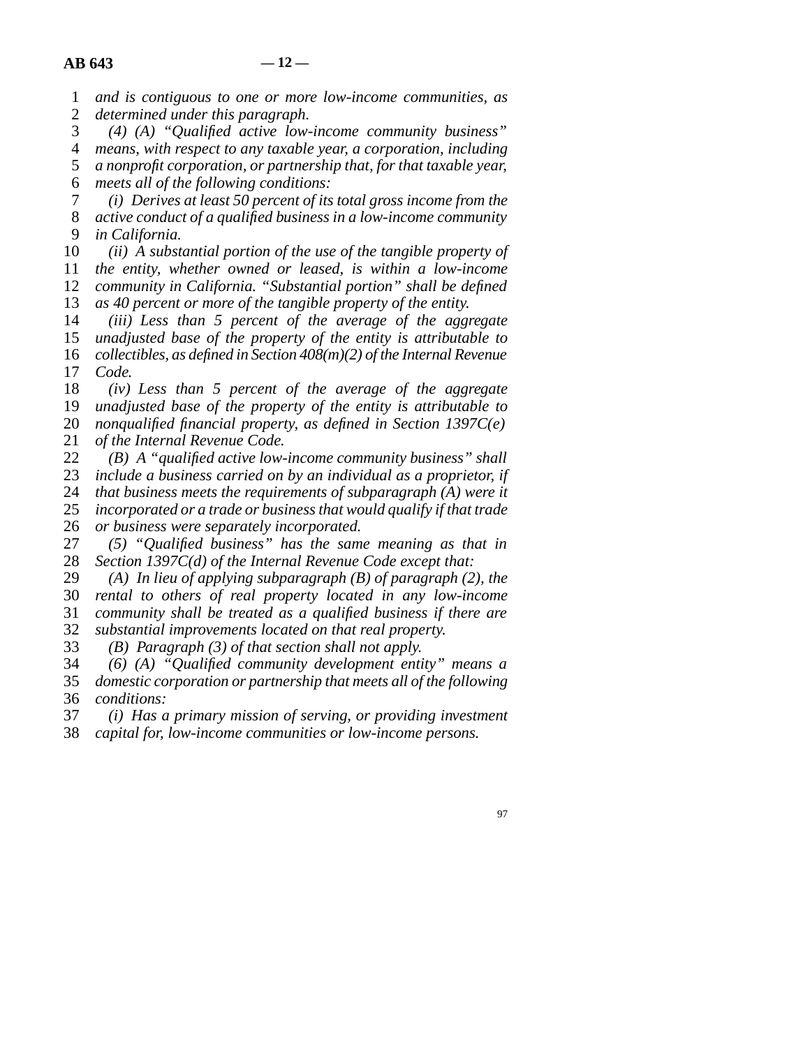*and is contiguous to one or more low-income communities, as determined under this paragraph.*

*(4) (A) "Qualified active low-income community business" means, with respect to any taxable year, a corporation, including a nonprofit corporation, or partnership that, for that taxable year, meets all of the following conditions:*

*(i) Derives at least 50 percent of its total gross income from the active conduct of a qualified business in a low-income community in California.*

*(ii) A substantial portion of the use of the tangible property of the entity, whether owned or leased, is within a low-income community in California. "Substantial portion" shall be defined as 40 percent or more of the tangible property of the entity.*

*(iii) Less than 5 percent of the average of the aggregate unadjusted base of the property of the entity is attributable to collectibles, as defined in Section 408(m)(2) of the Internal Revenue Code.*

*(iv) Less than 5 percent of the average of the aggregate unadjusted base of the property of the entity is attributable to nonqualified financial property, as defined in Section 1397C(e) of the Internal Revenue Code.*

*(B) A "qualified active low-income community business" shall include a business carried on by an individual as a proprietor, if that business meets the requirements of subparagraph (A) were it incorporated or a trade or business that would qualify if that trade or business were separately incorporated.*

*(5) "Qualified business" has the same meaning as that in Section 1397C(d) of the Internal Revenue Code except that:*

*(A) In lieu of applying subparagraph (B) of paragraph (2), the rental to others of real property located in any low-income community shall be treated as a qualified business if there are substantial improvements located on that real property.*

*(B) Paragraph (3) of that section shall not apply.*

*(6) (A) "Qualified community development entity" means a domestic corporation or partnership that meets all of the following conditions:*

*(i) Has a primary mission of serving, or providing investment capital for, low-income communities or low-income persons.*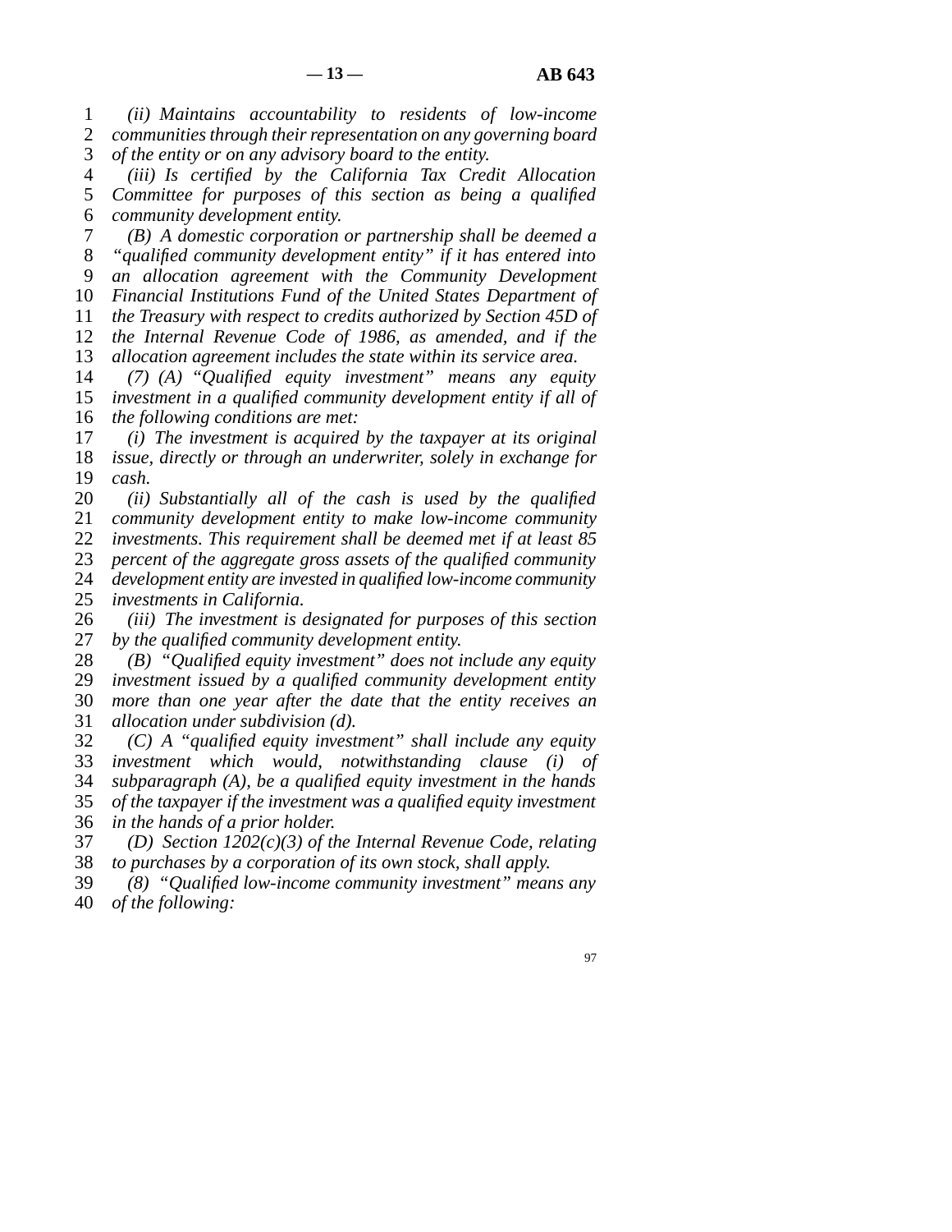*(ii) Maintains accountability to residents of low-income communities through their representation on any governing board of the entity or on any advisory board to the entity.*

*(iii) Is certified by the California Tax Credit Allocation Committee for purposes of this section as being a qualified community development entity.*

*(B) A domestic corporation or partnership shall be deemed a "qualified community development entity" if it has entered into an allocation agreement with the Community Development Financial Institutions Fund of the United States Department of the Treasury with respect to credits authorized by Section 45D of the Internal Revenue Code of 1986, as amended, and if the allocation agreement includes the state within its service area.*

*(7) (A) "Qualified equity investment" means any equity investment in a qualified community development entity if all of the following conditions are met:*

*(i) The investment is acquired by the taxpayer at its original issue, directly or through an underwriter, solely in exchange for cash.*

*(ii) Substantially all of the cash is used by the qualified community development entity to make low-income community investments. This requirement shall be deemed met if at least 85 percent of the aggregate gross assets of the qualified community development entity are invested in qualified low-income community investments in California.*

*(iii) The investment is designated for purposes of this section by the qualified community development entity.*

*(B) "Qualified equity investment" does not include any equity investment issued by a qualified community development entity more than one year after the date that the entity receives an allocation under subdivision (d).*

*(C) A "qualified equity investment" shall include any equity investment which would, notwithstanding clause (i) of subparagraph (A), be a qualified equity investment in the hands of the taxpayer if the investment was a qualified equity investment in the hands of a prior holder.*

*(D) Section 1202(c)(3) of the Internal Revenue Code, relating to purchases by a corporation of its own stock, shall apply.*

*(8) "Qualified low-income community investment" means any of the following:*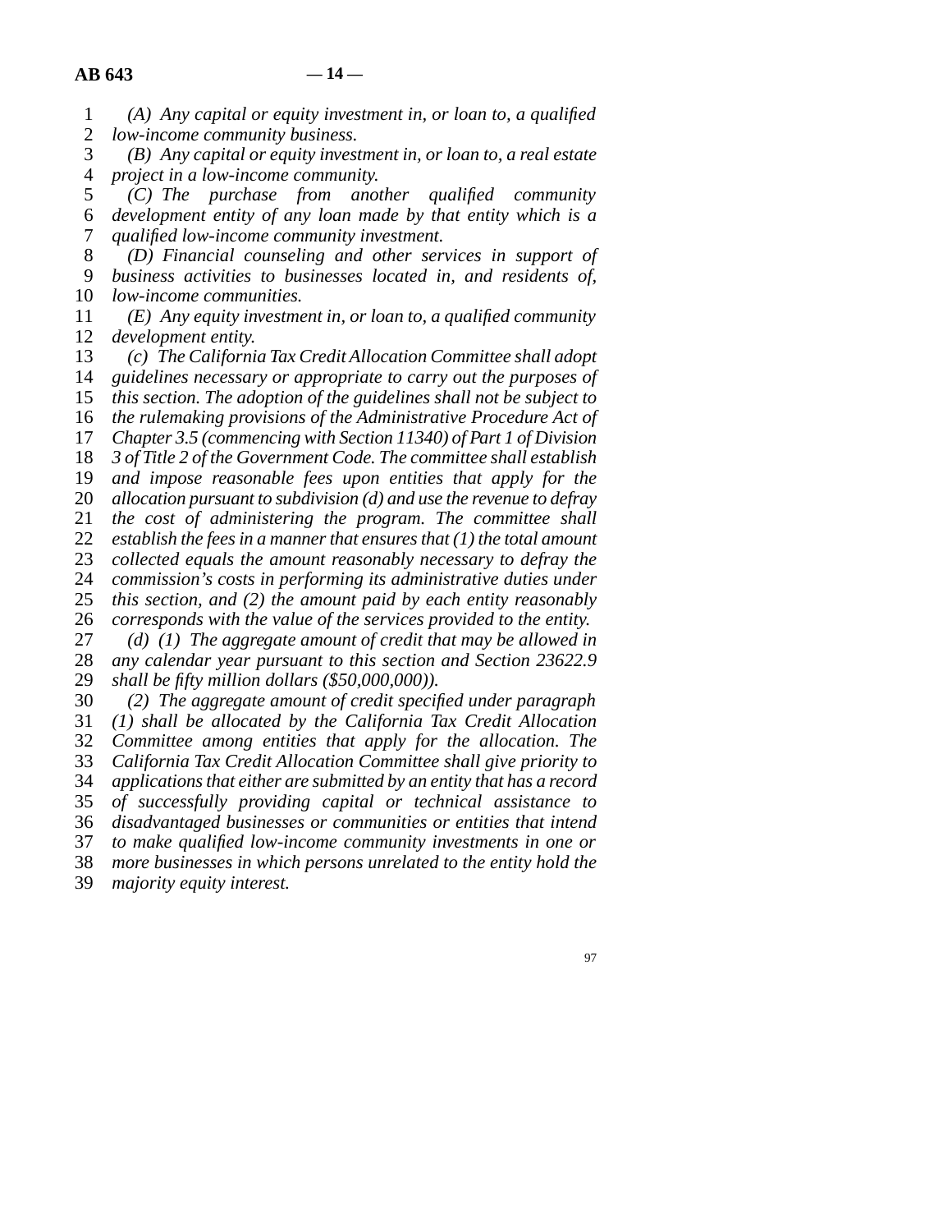*(A) Any capital or equity investment in, or loan to, a qualified low-income community business.*

*(B) Any capital or equity investment in, or loan to, a real estate project in a low-income community.*

*(C) The purchase from another qualified community development entity of any loan made by that entity which is a qualified low-income community investment.*

*(D) Financial counseling and other services in support of business activities to businesses located in, and residents of, low-income communities.*

*(E) Any equity investment in, or loan to, a qualified community development entity.*

*(c) The California Tax Credit Allocation Committee shall adopt guidelines necessary or appropriate to carry out the purposes of this section. The adoption of the guidelines shall not be subject to the rulemaking provisions of the Administrative Procedure Act of Chapter 3.5 (commencing with Section 11340) of Part 1 of Division 3 of Title 2 of the Government Code. The committee shall establish and impose reasonable fees upon entities that apply for the allocation pursuant to subdivision (d) and use the revenue to defray the cost of administering the program. The committee shall establish the fees in a manner that ensures that (1) the total amount collected equals the amount reasonably necessary to defray the commission's costs in performing its administrative duties under this section, and (2) the amount paid by each entity reasonably corresponds with the value of the services provided to the entity.*

*(d) (1) The aggregate amount of credit that may be allowed in any calendar year pursuant to this section and Section 23622.9 shall be fifty million dollars ($50,000,000)).*

*(2) The aggregate amount of credit specified under paragraph (1) shall be allocated by the California Tax Credit Allocation Committee among entities that apply for the allocation. The California Tax Credit Allocation Committee shall give priority to applications that either are submitted by an entity that has a record of successfully providing capital or technical assistance to disadvantaged businesses or communities or entities that intend to make qualified low-income community investments in one or more businesses in which persons unrelated to the entity hold the majority equity interest.*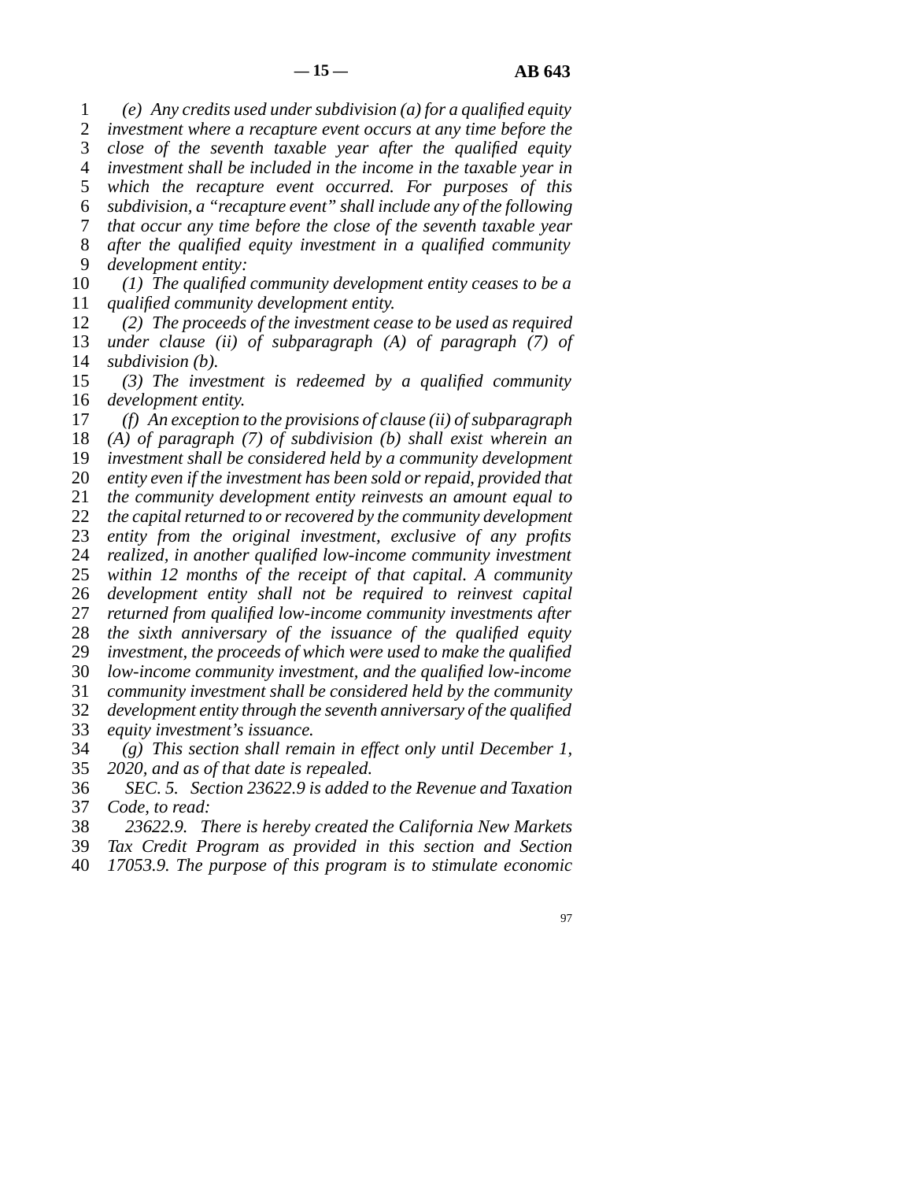*(e) Any credits used under subdivision (a) for a qualified equity investment where a recapture event occurs at any time before the close of the seventh taxable year after the qualified equity investment shall be included in the income in the taxable year in which the recapture event occurred. For purposes of this subdivision, a "recapture event" shall include any of the following that occur any time before the close of the seventh taxable year after the qualified equity investment in a qualified community development entity:*

*(1) The qualified community development entity ceases to be a qualified community development entity.*

*(2) The proceeds of the investment cease to be used as required under clause (ii) of subparagraph (A) of paragraph (7) of subdivision (b).*

*(3) The investment is redeemed by a qualified community development entity.*

*(f) An exception to the provisions of clause (ii) of subparagraph (A) of paragraph (7) of subdivision (b) shall exist wherein an investment shall be considered held by a community development entity even if the investment has been sold or repaid, provided that the community development entity reinvests an amount equal to the capital returned to or recovered by the community development entity from the original investment, exclusive of any profits realized, in another qualified low-income community investment within 12 months of the receipt of that capital. A community development entity shall not be required to reinvest capital returned from qualified low-income community investments after the sixth anniversary of the issuance of the qualified equity investment, the proceeds of which were used to make the qualified low-income community investment, and the qualified low-income community investment shall be considered held by the community development entity through the seventh anniversary of the qualified equity investment's issuance.*

*(g) This section shall remain in effect only until December 1, 2020, and as of that date is repealed.*

*SEC. 5. Section 23622.9 is added to the Revenue and Taxation Code, to read:*

*23622.9. There is hereby created the California New Markets Tax Credit Program as provided in this section and Section 17053.9. The purpose of this program is to stimulate economic*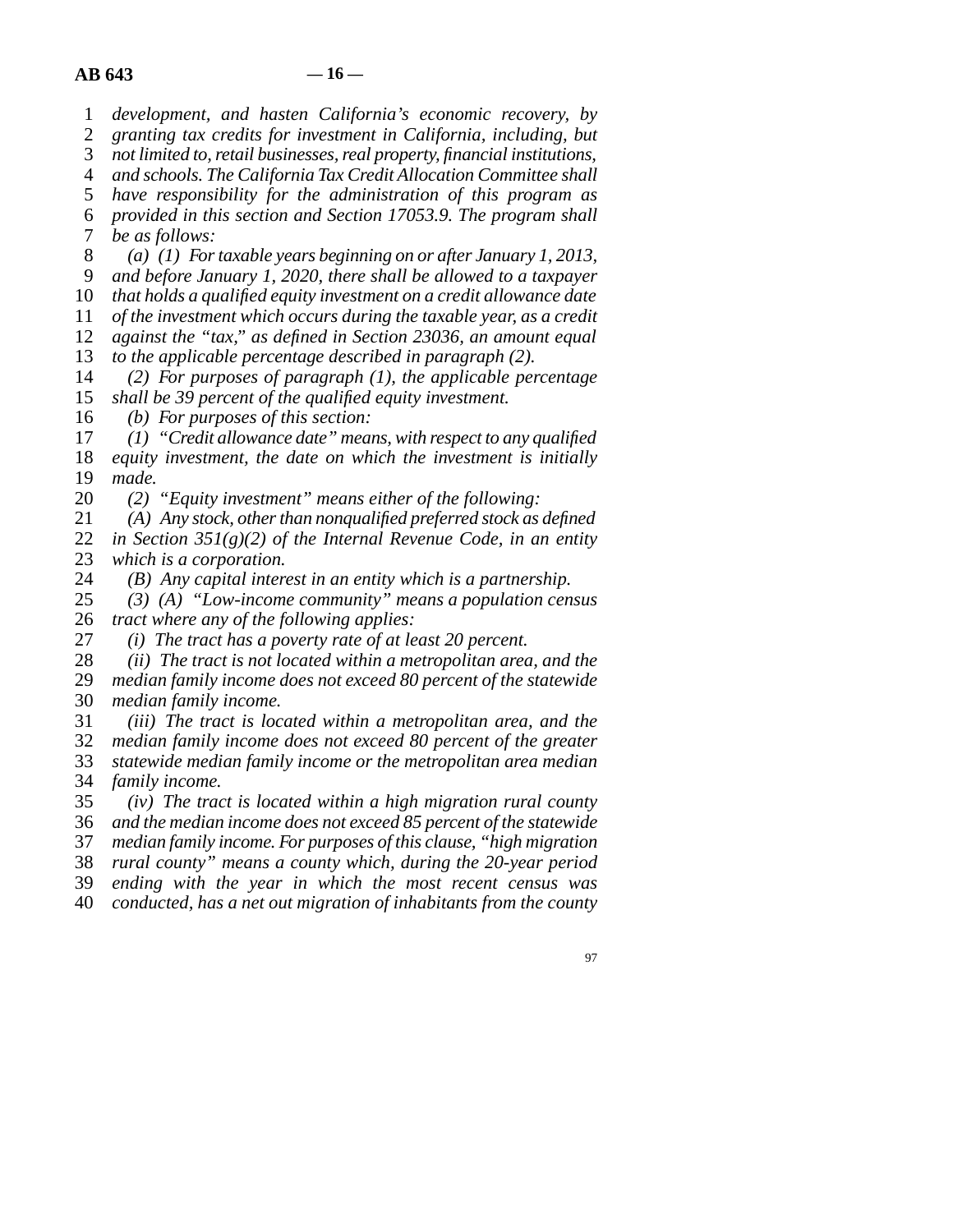*development, and hasten California's economic recovery, by granting tax credits for investment in California, including, but not limited to, retail businesses, real property, financial institutions, and schools. The California Tax Credit Allocation Committee shall have responsibility for the administration of this program as provided in this section and Section 17053.9. The program shall be as follows:*

*(a) (1) For taxable years beginning on or after January 1, 2013, and before January 1, 2020, there shall be allowed to a taxpayer that holds a qualified equity investment on a credit allowance date of the investment which occurs during the taxable year, as a credit against the "tax," as defined in Section 23036, an amount equal to the applicable percentage described in paragraph (2).*

*(2) For purposes of paragraph (1), the applicable percentage shall be 39 percent of the qualified equity investment.*

*(b) For purposes of this section:*

*(1) "Credit allowance date" means, with respect to any qualified equity investment, the date on which the investment is initially made.*

*(2) "Equity investment" means either of the following:*

*(A) Any stock, other than nonqualified preferred stock as defined in Section 351(g)(2) of the Internal Revenue Code, in an entity which is a corporation.*

*(B) Any capital interest in an entity which is a partnership.*

*(3) (A) "Low-income community" means a population census tract where any of the following applies:*

*(i) The tract has a poverty rate of at least 20 percent.*

*(ii) The tract is not located within a metropolitan area, and the median family income does not exceed 80 percent of the statewide median family income.*

*(iii) The tract is located within a metropolitan area, and the median family income does not exceed 80 percent of the greater statewide median family income or the metropolitan area median family income.*

*(iv) The tract is located within a high migration rural county and the median income does not exceed 85 percent of the statewide median family income. For purposes of this clause, "high migration rural county" means a county which, during the 20-year period ending with the year in which the most recent census was conducted, has a net out migration of inhabitants from the county*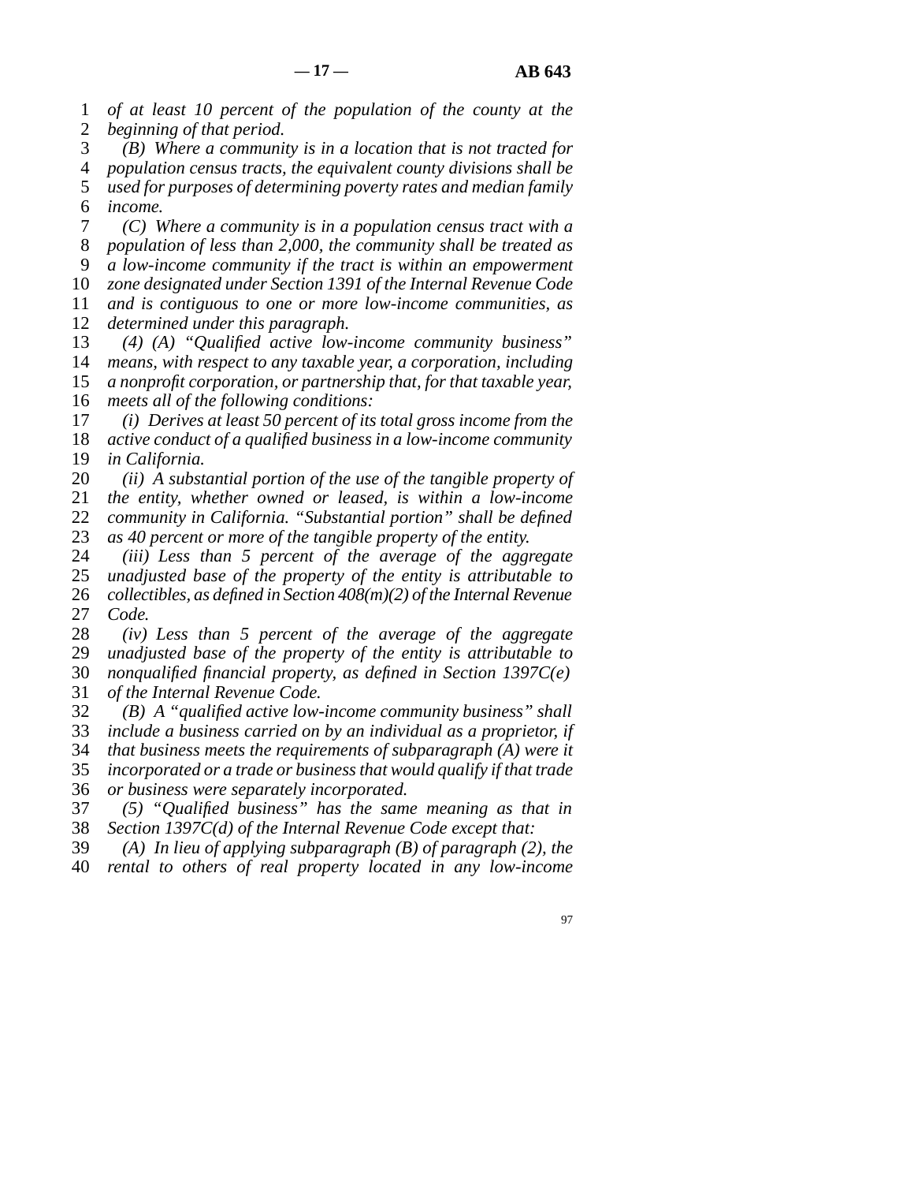*of at least 10 percent of the population of the county at the beginning of that period.*

*(B) Where a community is in a location that is not tracted for population census tracts, the equivalent county divisions shall be used for purposes of determining poverty rates and median family income.*

*(C) Where a community is in a population census tract with a population of less than 2,000, the community shall be treated as a low-income community if the tract is within an empowerment zone designated under Section 1391 of the Internal Revenue Code and is contiguous to one or more low-income communities, as determined under this paragraph.*

*(4) (A) "Qualified active low-income community business" means, with respect to any taxable year, a corporation, including a nonprofit corporation, or partnership that, for that taxable year, meets all of the following conditions:*

*(i) Derives at least 50 percent of its total gross income from the active conduct of a qualified business in a low-income community in California.*

*(ii) A substantial portion of the use of the tangible property of the entity, whether owned or leased, is within a low-income community in California. "Substantial portion" shall be defined as 40 percent or more of the tangible property of the entity.*

*(iii) Less than 5 percent of the average of the aggregate unadjusted base of the property of the entity is attributable to collectibles, as defined in Section 408(m)(2) of the Internal Revenue Code.*

*(iv) Less than 5 percent of the average of the aggregate unadjusted base of the property of the entity is attributable to nonqualified financial property, as defined in Section 1397C(e) of the Internal Revenue Code.*

*(B) A "qualified active low-income community business" shall include a business carried on by an individual as a proprietor, if that business meets the requirements of subparagraph (A) were it incorporated or a trade or business that would qualify if that trade or business were separately incorporated.*

*(5) "Qualified business" has the same meaning as that in Section 1397C(d) of the Internal Revenue Code except that:*

*(A) In lieu of applying subparagraph (B) of paragraph (2), the rental to others of real property located in any low-income*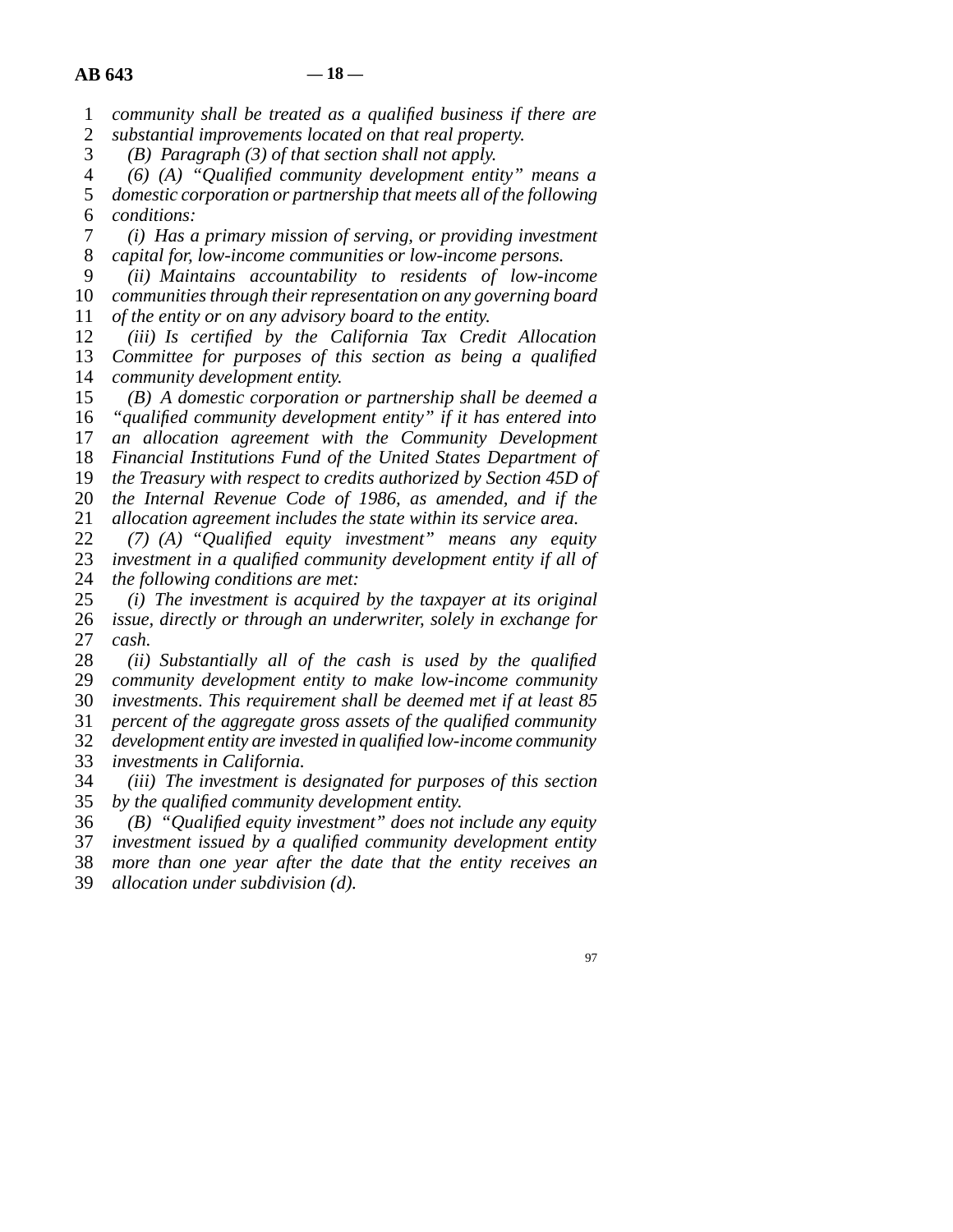*community shall be treated as a qualified business if there are substantial improvements located on that real property.*

*(B) Paragraph (3) of that section shall not apply.*

*(6) (A) "Qualified community development entity" means a domestic corporation or partnership that meets all of the following conditions:*

*(i) Has a primary mission of serving, or providing investment capital for, low-income communities or low-income persons.*

*(ii) Maintains accountability to residents of low-income communities through their representation on any governing board of the entity or on any advisory board to the entity.*

*(iii) Is certified by the California Tax Credit Allocation Committee for purposes of this section as being a qualified community development entity.*

*(B) A domestic corporation or partnership shall be deemed a "qualified community development entity" if it has entered into an allocation agreement with the Community Development Financial Institutions Fund of the United States Department of the Treasury with respect to credits authorized by Section 45D of the Internal Revenue Code of 1986, as amended, and if the allocation agreement includes the state within its service area.*

*(7) (A) "Qualified equity investment" means any equity investment in a qualified community development entity if all of the following conditions are met:*

*(i) The investment is acquired by the taxpayer at its original issue, directly or through an underwriter, solely in exchange for cash.*

*(ii) Substantially all of the cash is used by the qualified community development entity to make low-income community investments. This requirement shall be deemed met if at least 85 percent of the aggregate gross assets of the qualified community development entity are invested in qualified low-income community investments in California.*

*(iii) The investment is designated for purposes of this section by the qualified community development entity.*

*(B) "Qualified equity investment" does not include any equity investment issued by a qualified community development entity more than one year after the date that the entity receives an allocation under subdivision (d).*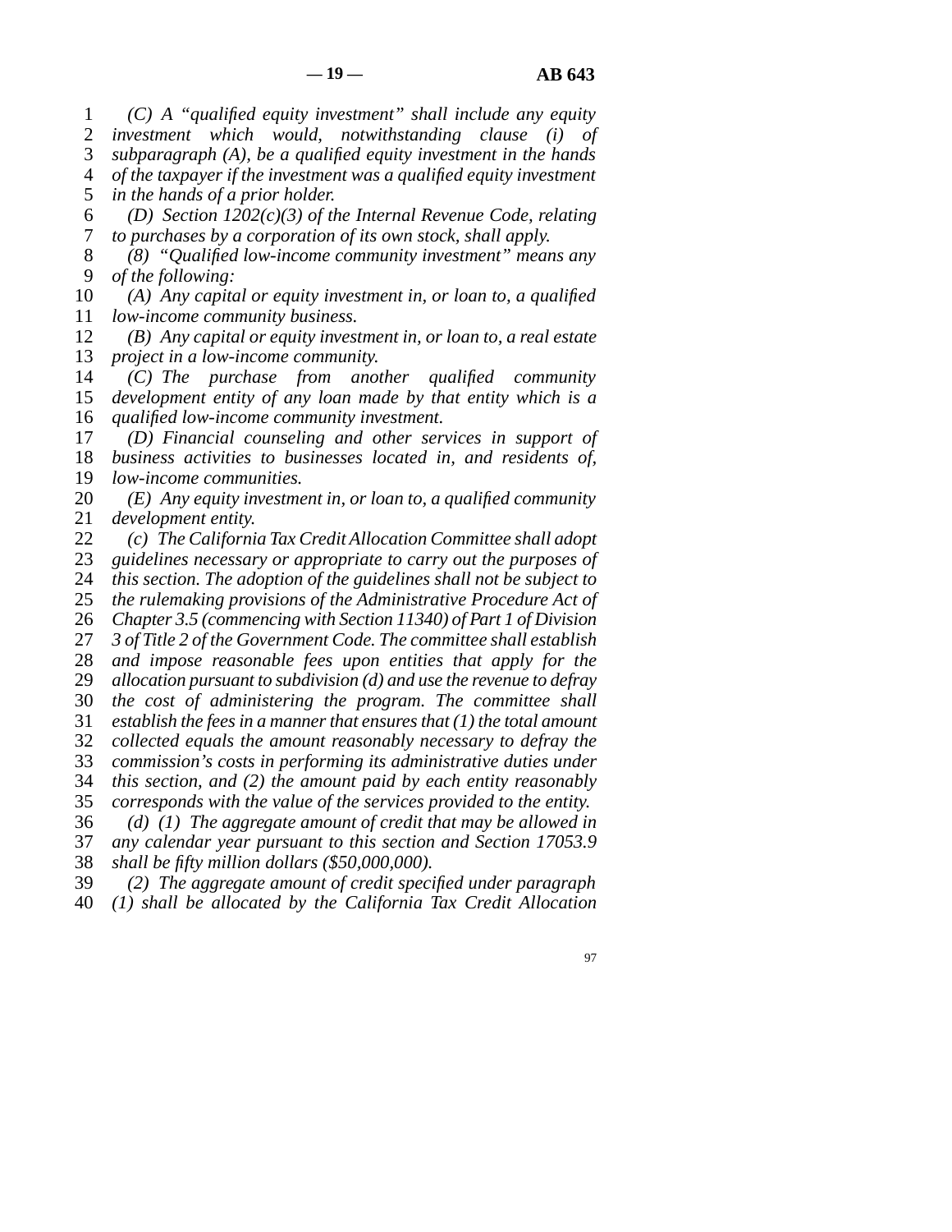*(C) A "qualified equity investment" shall include any equity investment which would, notwithstanding clause (i) of subparagraph (A), be a qualified equity investment in the hands of the taxpayer if the investment was a qualified equity investment in the hands of a prior holder.*

*(D) Section 1202(c)(3) of the Internal Revenue Code, relating to purchases by a corporation of its own stock, shall apply.*

*(8) "Qualified low-income community investment" means any of the following:*

*(A) Any capital or equity investment in, or loan to, a qualified low-income community business.*

*(B) Any capital or equity investment in, or loan to, a real estate project in a low-income community.*

*(C) The purchase from another qualified community development entity of any loan made by that entity which is a qualified low-income community investment.*

*(D) Financial counseling and other services in support of business activities to businesses located in, and residents of, low-income communities.*

*(E) Any equity investment in, or loan to, a qualified community development entity.*

*(c) The California Tax Credit Allocation Committee shall adopt guidelines necessary or appropriate to carry out the purposes of this section. The adoption of the guidelines shall not be subject to the rulemaking provisions of the Administrative Procedure Act of Chapter 3.5 (commencing with Section 11340) of Part 1 of Division 3 of Title 2 of the Government Code. The committee shall establish and impose reasonable fees upon entities that apply for the allocation pursuant to subdivision (d) and use the revenue to defray the cost of administering the program. The committee shall establish the fees in a manner that ensures that (1) the total amount collected equals the amount reasonably necessary to defray the commission's costs in performing its administrative duties under this section, and (2) the amount paid by each entity reasonably corresponds with the value of the services provided to the entity.*

*(d) (1) The aggregate amount of credit that may be allowed in any calendar year pursuant to this section and Section 17053.9 shall be fifty million dollars ($50,000,000).*

*(2) The aggregate amount of credit specified under paragraph (1) shall be allocated by the California Tax Credit Allocation*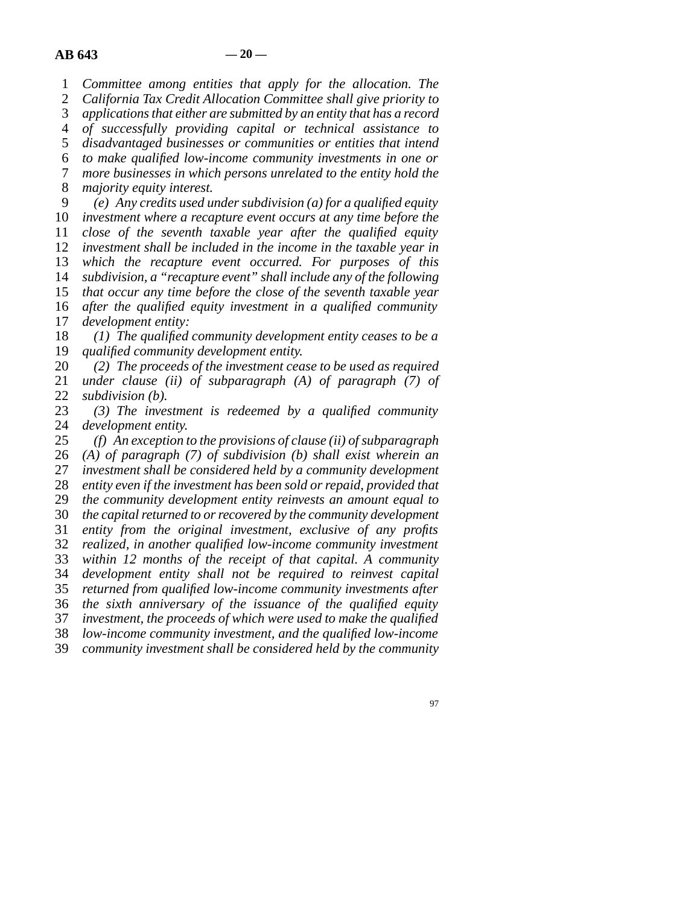*Committee among entities that apply for the allocation. The California Tax Credit Allocation Committee shall give priority to applications that either are submitted by an entity that has a record of successfully providing capital or technical assistance to disadvantaged businesses or communities or entities that intend to make qualified low-income community investments in one or more businesses in which persons unrelated to the entity hold the majority equity interest.*

*(e) Any credits used under subdivision (a) for a qualified equity investment where a recapture event occurs at any time before the close of the seventh taxable year after the qualified equity investment shall be included in the income in the taxable year in which the recapture event occurred. For purposes of this subdivision, a "recapture event" shall include any of the following that occur any time before the close of the seventh taxable year after the qualified equity investment in a qualified community development entity:*

*(1) The qualified community development entity ceases to be a qualified community development entity.*

*(2) The proceeds of the investment cease to be used as required under clause (ii) of subparagraph (A) of paragraph (7) of subdivision (b).*

*(3) The investment is redeemed by a qualified community development entity.*

*(f) An exception to the provisions of clause (ii) of subparagraph (A) of paragraph (7) of subdivision (b) shall exist wherein an investment shall be considered held by a community development entity even if the investment has been sold or repaid, provided that the community development entity reinvests an amount equal to the capital returned to or recovered by the community development entity from the original investment, exclusive of any profits realized, in another qualified low-income community investment within 12 months of the receipt of that capital. A community development entity shall not be required to reinvest capital returned from qualified low-income community investments after the sixth anniversary of the issuance of the qualified equity investment, the proceeds of which were used to make the qualified low-income community investment, and the qualified low-income community investment shall be considered held by the community*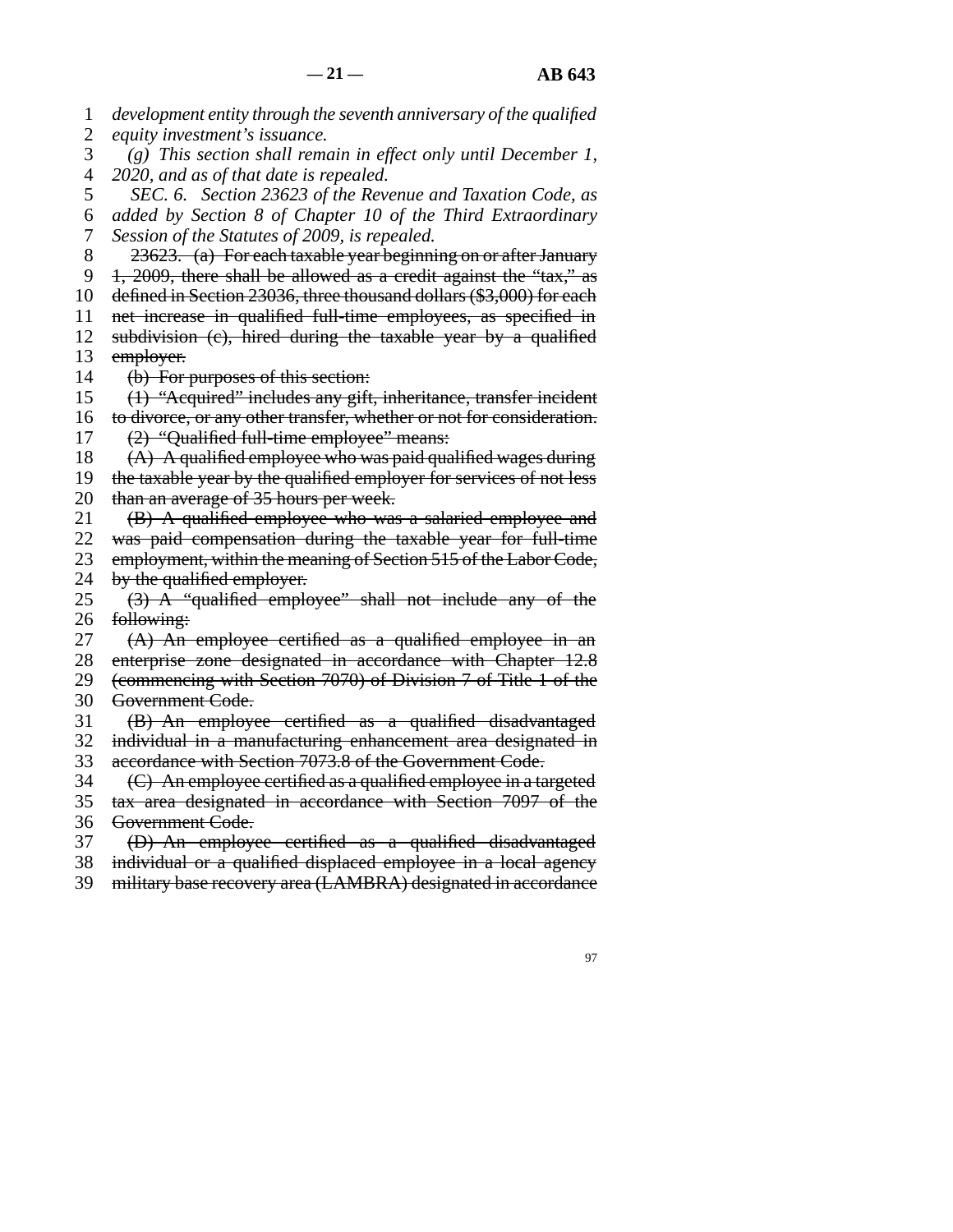*development entity through the seventh anniversary of the qualified equity investment's issuance.*

*(g) This section shall remain in effect only until December 1, 2020, and as of that date is repealed.*

*SEC. 6. Section 23623 of the Revenue and Taxation Code, as added by Section 8 of Chapter 10 of the Third Extraordinary Session of the Statutes of 2009, is repealed.*

~~23623. (a) For each taxable year beginning on or after January 1, 2009, there shall be allowed as a credit against the "tax," as defined in Section 23036, three thousand dollars ($3,000) for each net increase in qualified full-time employees, as specified in subdivision (c), hired during the taxable year by a qualified employer.~~

~~(b) For purposes of this section:~~

~~(1) "Acquired" includes any gift, inheritance, transfer incident to divorce, or any other transfer, whether or not for consideration.~~

~~(2) "Qualified full-time employee" means:~~

~~(A) A qualified employee who was paid qualified wages during the taxable year by the qualified employer for services of not less than an average of 35 hours per week.~~

~~(B) A qualified employee who was a salaried employee and was paid compensation during the taxable year for full-time employment, within the meaning of Section 515 of the Labor Code, by the qualified employer.~~

~~(3) A "qualified employee" shall not include any of the following:~~

~~(A) An employee certified as a qualified employee in an enterprise zone designated in accordance with Chapter 12.8 (commencing with Section 7070) of Division 7 of Title 1 of the Government Code.~~

~~(B) An employee certified as a qualified disadvantaged individual in a manufacturing enhancement area designated in accordance with Section 7073.8 of the Government Code.~~

~~(C) An employee certified as a qualified employee in a targeted tax area designated in accordance with Section 7097 of the Government Code.~~

~~(D) An employee certified as a qualified disadvantaged individual or a qualified displaced employee in a local agency military base recovery area (LAMBRA) designated in accordance~~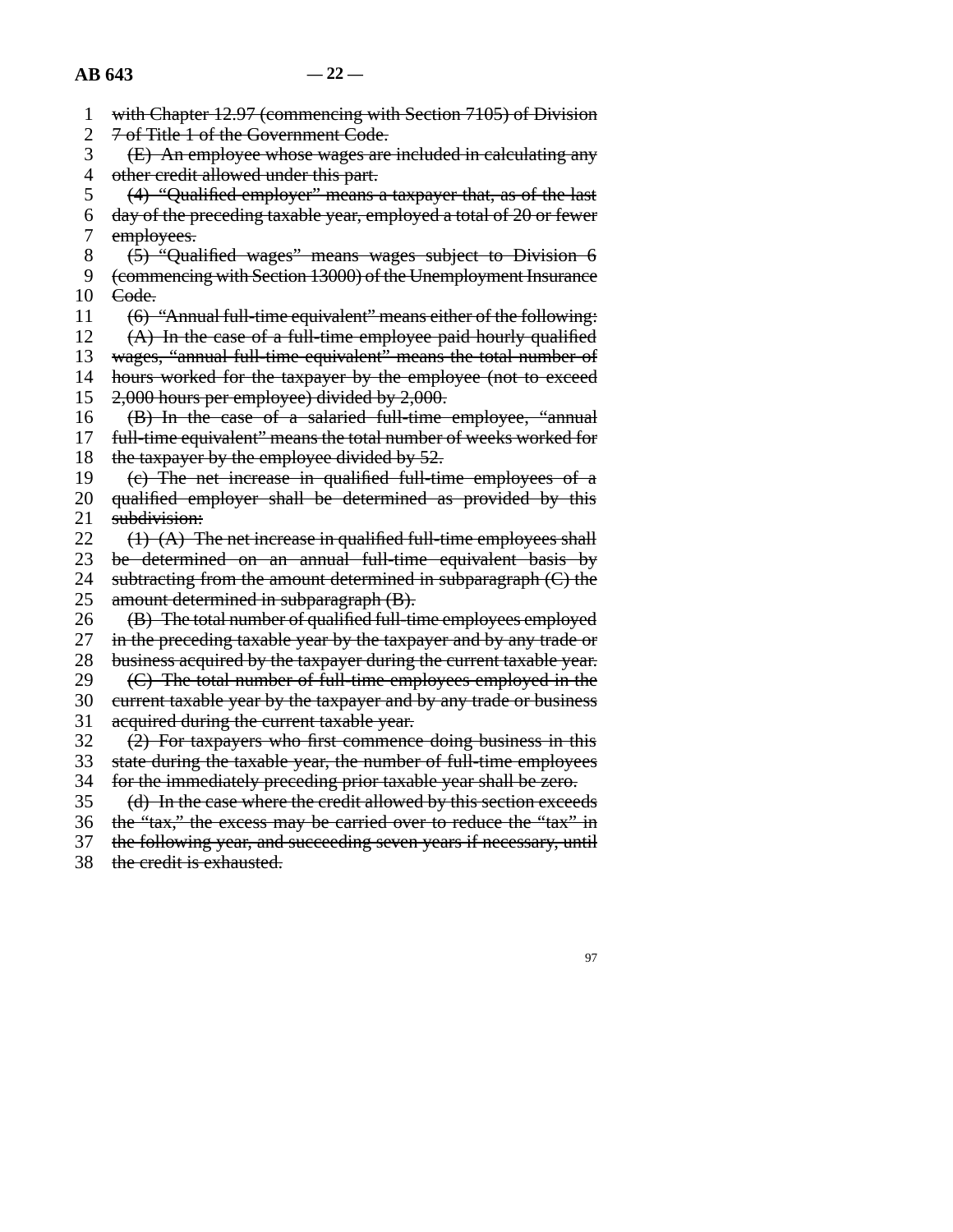~~with Chapter 12.97 (commencing with Section 7105) of Division 7 of Title 1 of the Government Code.~~

~~(E) An employee whose wages are included in calculating any other credit allowed under this part.~~

~~(4) "Qualified employer" means a taxpayer that, as of the last day of the preceding taxable year, employed a total of 20 or fewer employees.~~

~~(5) "Qualified wages" means wages subject to Division 6 (commencing with Section 13000) of the Unemployment Insurance Code.~~

~~(6) "Annual full-time equivalent" means either of the following:~~

~~(A) In the case of a full-time employee paid hourly qualified wages, "annual full-time equivalent" means the total number of hours worked for the taxpayer by the employee (not to exceed 2,000 hours per employee) divided by 2,000.~~

~~(B) In the case of a salaried full-time employee, "annual full-time equivalent" means the total number of weeks worked for the taxpayer by the employee divided by 52.~~

~~(c) The net increase in qualified full-time employees of a qualified employer shall be determined as provided by this subdivision:~~

~~(1) (A) The net increase in qualified full-time employees shall be determined on an annual full-time equivalent basis by subtracting from the amount determined in subparagraph (C) the amount determined in subparagraph (B).~~

~~(B) The total number of qualified full-time employees employed in the preceding taxable year by the taxpayer and by any trade or business acquired by the taxpayer during the current taxable year.~~

~~(C) The total number of full-time employees employed in the current taxable year by the taxpayer and by any trade or business acquired during the current taxable year.~~

~~(2) For taxpayers who first commence doing business in this state during the taxable year, the number of full-time employees for the immediately preceding prior taxable year shall be zero.~~

~~(d) In the case where the credit allowed by this section exceeds the "tax," the excess may be carried over to reduce the "tax" in the following year, and succeeding seven years if necessary, until the credit is exhausted.~~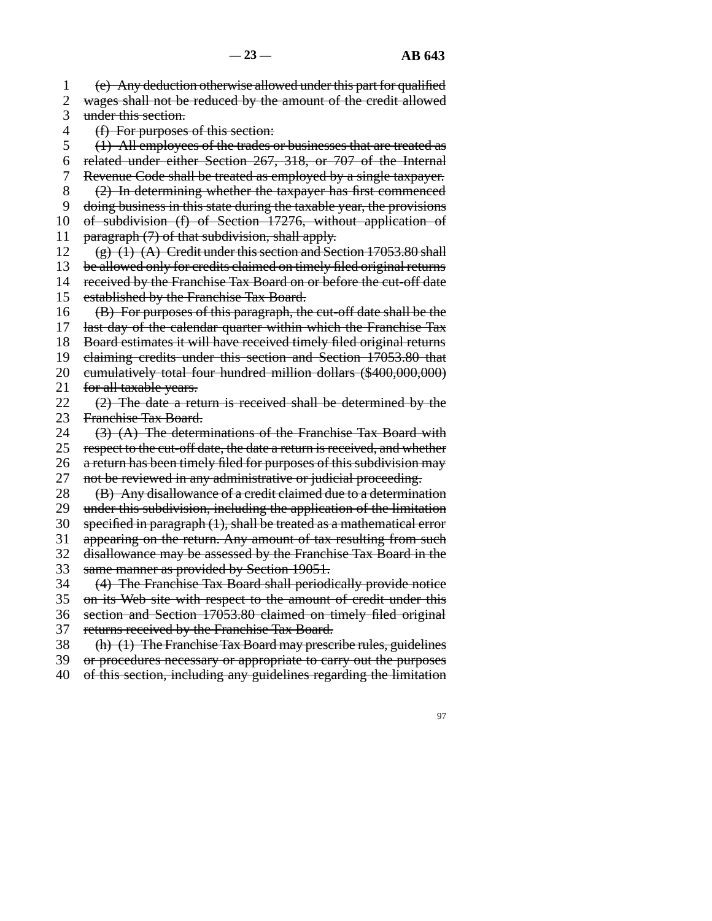~~(e) Any deduction otherwise allowed under this part for qualified wages shall not be reduced by the amount of the credit allowed under this section.~~

~~(f) For purposes of this section:~~

~~(1) All employees of the trades or businesses that are treated as related under either Section 267, 318, or 707 of the Internal Revenue Code shall be treated as employed by a single taxpayer.~~

~~(2) In determining whether the taxpayer has first commenced doing business in this state during the taxable year, the provisions of subdivision (f) of Section 17276, without application of paragraph (7) of that subdivision, shall apply.~~

~~(g) (1) (A) Credit under this section and Section 17053.80 shall be allowed only for credits claimed on timely filed original returns received by the Franchise Tax Board on or before the cut-off date established by the Franchise Tax Board.~~

~~(B) For purposes of this paragraph, the cut-off date shall be the last day of the calendar quarter within which the Franchise Tax Board estimates it will have received timely filed original returns claiming credits under this section and Section 17053.80 that cumulatively total four hundred million dollars ($400,000,000) for all taxable years.~~

~~(2) The date a return is received shall be determined by the Franchise Tax Board.~~

~~(3) (A) The determinations of the Franchise Tax Board with respect to the cut-off date, the date a return is received, and whether a return has been timely filed for purposes of this subdivision may not be reviewed in any administrative or judicial proceeding.~~

~~(B) Any disallowance of a credit claimed due to a determination under this subdivision, including the application of the limitation specified in paragraph (1), shall be treated as a mathematical error appearing on the return. Any amount of tax resulting from such disallowance may be assessed by the Franchise Tax Board in the same manner as provided by Section 19051.~~

~~(4) The Franchise Tax Board shall periodically provide notice on its Web site with respect to the amount of credit under this section and Section 17053.80 claimed on timely filed original returns received by the Franchise Tax Board.~~

~~(h) (1) The Franchise Tax Board may prescribe rules, guidelines or procedures necessary or appropriate to carry out the purposes of this section, including any guidelines regarding the limitation~~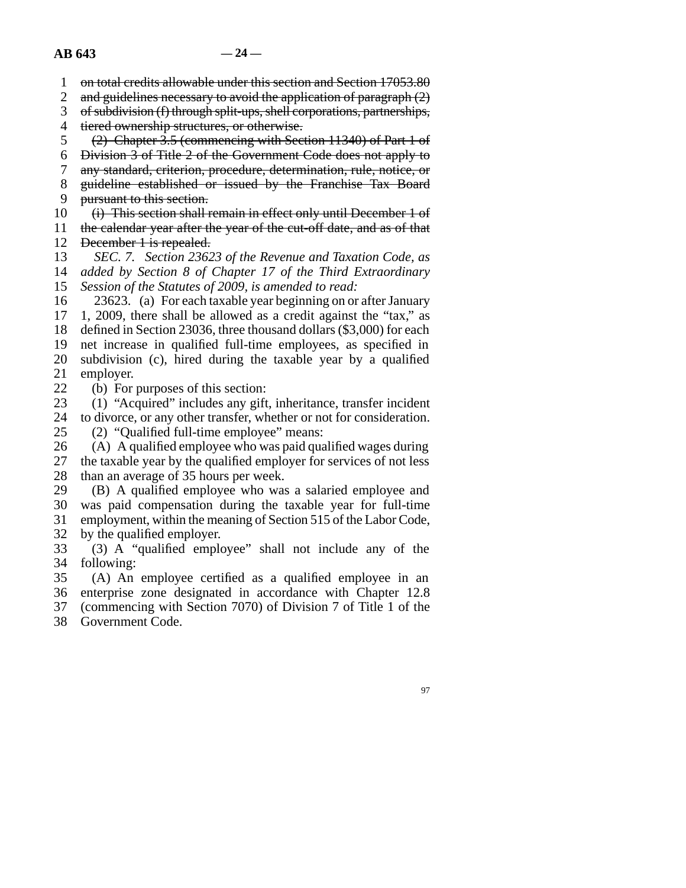~~on total credits allowable under this section and Section 17053.80 and guidelines necessary to avoid the application of paragraph (2) of subdivision (f) through split-ups, shell corporations, partnerships, tiered ownership structures, or otherwise.~~

~~(2) Chapter 3.5 (commencing with Section 11340) of Part 1 of Division 3 of Title 2 of the Government Code does not apply to any standard, criterion, procedure, determination, rule, notice, or guideline established or issued by the Franchise Tax Board pursuant to this section.~~

~~(i) This section shall remain in effect only until December 1 of the calendar year after the year of the cut-off date, and as of that December 1 is repealed.~~

*SEC. 7. Section 23623 of the Revenue and Taxation Code, as added by Section 8 of Chapter 17 of the Third Extraordinary Session of the Statutes of 2009, is amended to read:*

23623. (a) For each taxable year beginning on or after January 1, 2009, there shall be allowed as a credit against the "tax," as defined in Section 23036, three thousand dollars ($3,000) for each net increase in qualified full-time employees, as specified in subdivision (c), hired during the taxable year by a qualified employer.

(b) For purposes of this section:

(1) "Acquired" includes any gift, inheritance, transfer incident to divorce, or any other transfer, whether or not for consideration.

(2) "Qualified full-time employee" means:

(A) A qualified employee who was paid qualified wages during the taxable year by the qualified employer for services of not less than an average of 35 hours per week.

(B) A qualified employee who was a salaried employee and was paid compensation during the taxable year for full-time employment, within the meaning of Section 515 of the Labor Code, by the qualified employer.

(3) A "qualified employee" shall not include any of the following:

(A) An employee certified as a qualified employee in an enterprise zone designated in accordance with Chapter 12.8 (commencing with Section 7070) of Division 7 of Title 1 of the Government Code.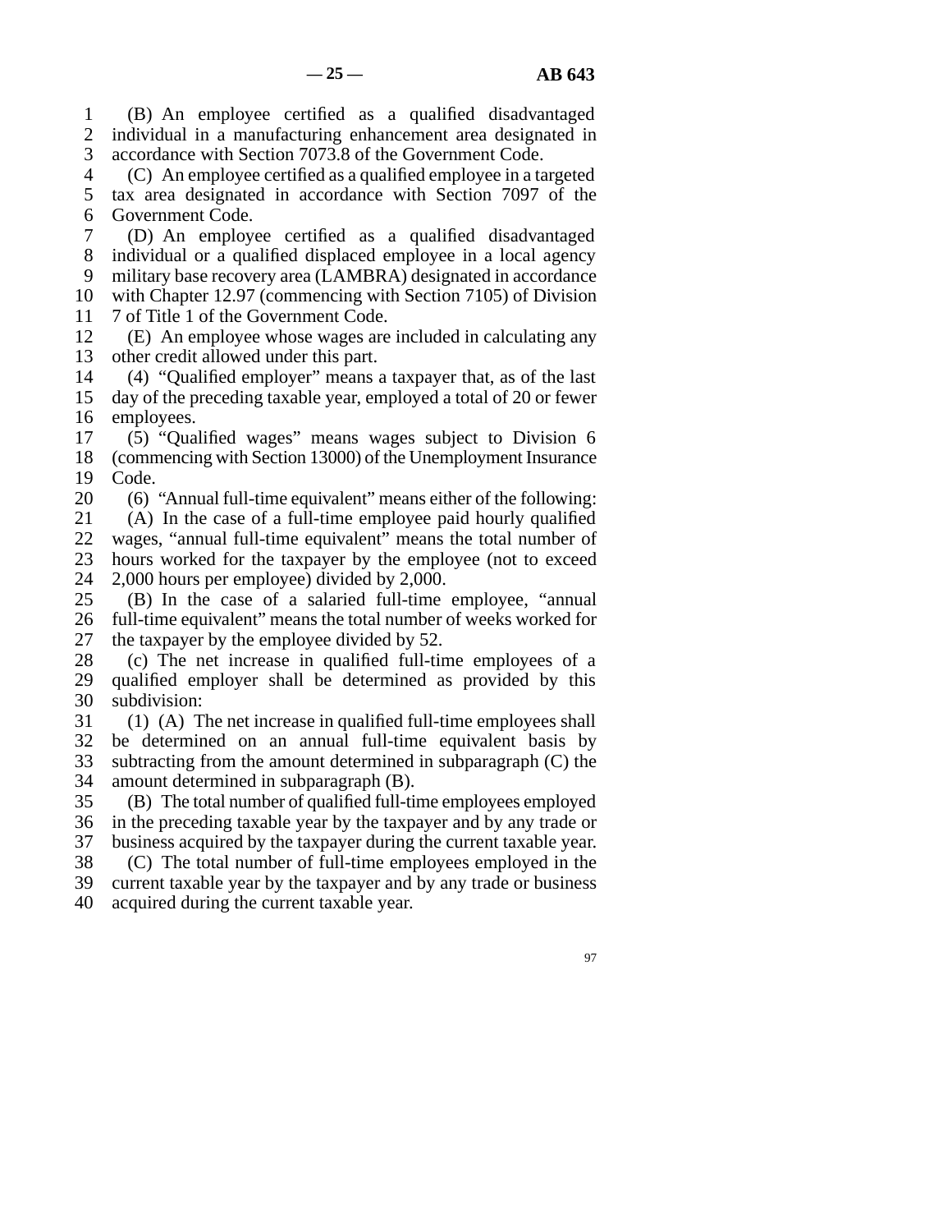(B) An employee certified as a qualified disadvantaged individual in a manufacturing enhancement area designated in accordance with Section 7073.8 of the Government Code.

(C) An employee certified as a qualified employee in a targeted tax area designated in accordance with Section 7097 of the Government Code.

(D) An employee certified as a qualified disadvantaged individual or a qualified displaced employee in a local agency military base recovery area (LAMBRA) designated in accordance with Chapter 12.97 (commencing with Section 7105) of Division 7 of Title 1 of the Government Code.

(E) An employee whose wages are included in calculating any other credit allowed under this part.

(4) "Qualified employer" means a taxpayer that, as of the last day of the preceding taxable year, employed a total of 20 or fewer employees.

(5) "Qualified wages" means wages subject to Division 6 (commencing with Section 13000) of the Unemployment Insurance Code.

(6) "Annual full-time equivalent" means either of the following:

(A) In the case of a full-time employee paid hourly qualified wages, "annual full-time equivalent" means the total number of hours worked for the taxpayer by the employee (not to exceed 2,000 hours per employee) divided by 2,000.

(B) In the case of a salaried full-time employee, "annual full-time equivalent" means the total number of weeks worked for the taxpayer by the employee divided by 52.

(c) The net increase in qualified full-time employees of a qualified employer shall be determined as provided by this subdivision:

(1) (A) The net increase in qualified full-time employees shall be determined on an annual full-time equivalent basis by subtracting from the amount determined in subparagraph (C) the amount determined in subparagraph (B).

(B) The total number of qualified full-time employees employed in the preceding taxable year by the taxpayer and by any trade or business acquired by the taxpayer during the current taxable year.

(C) The total number of full-time employees employed in the current taxable year by the taxpayer and by any trade or business acquired during the current taxable year.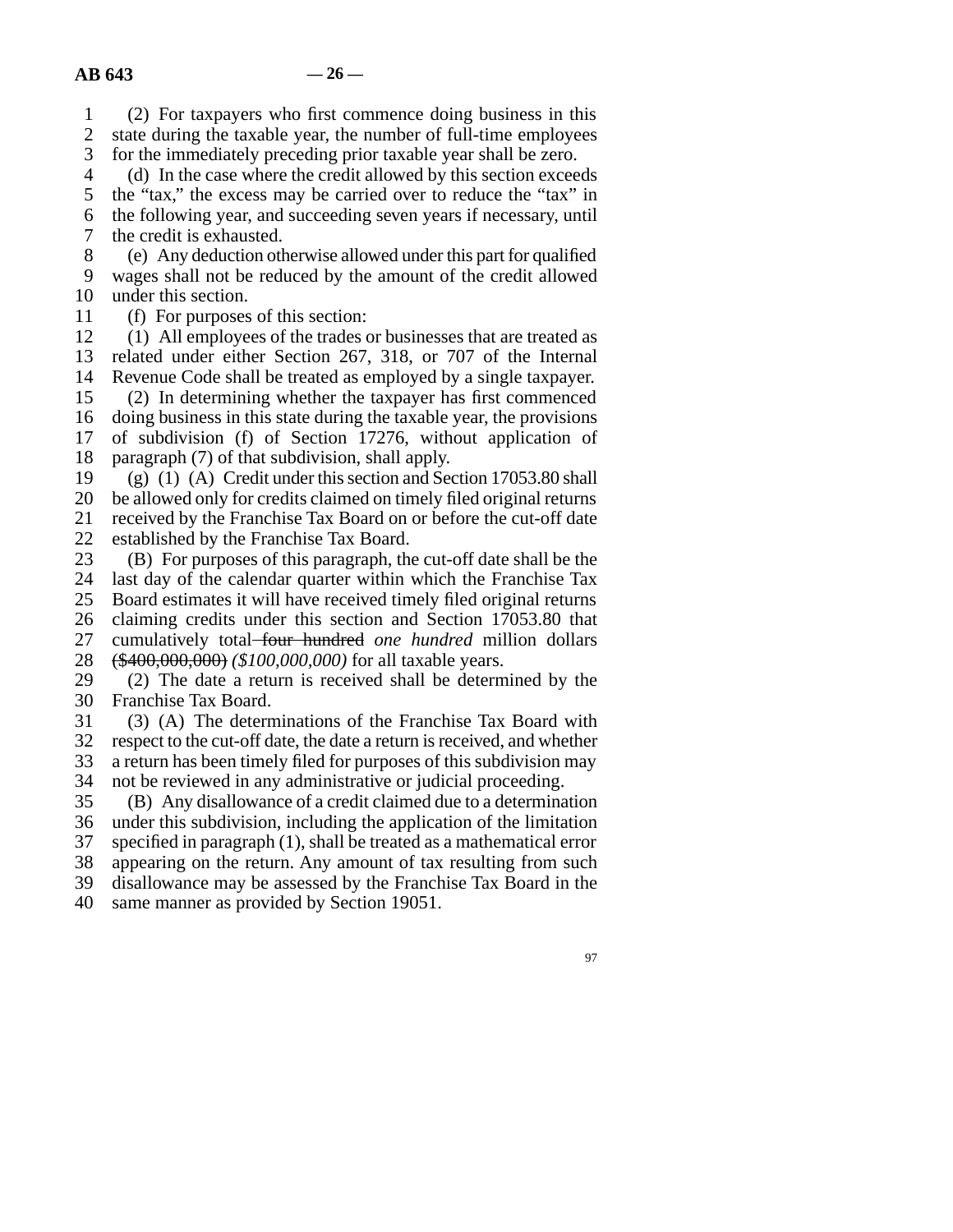(2) For taxpayers who first commence doing business in this state during the taxable year, the number of full-time employees for the immediately preceding prior taxable year shall be zero.

(d) In the case where the credit allowed by this section exceeds the "tax," the excess may be carried over to reduce the "tax" in the following year, and succeeding seven years if necessary, until the credit is exhausted.

(e) Any deduction otherwise allowed under this part for qualified wages shall not be reduced by the amount of the credit allowed under this section.

(f) For purposes of this section:

(1) All employees of the trades or businesses that are treated as related under either Section 267, 318, or 707 of the Internal Revenue Code shall be treated as employed by a single taxpayer.

(2) In determining whether the taxpayer has first commenced doing business in this state during the taxable year, the provisions of subdivision (f) of Section 17276, without application of paragraph (7) of that subdivision, shall apply.

(g) (1) (A) Credit under this section and Section 17053.80 shall be allowed only for credits claimed on timely filed original returns received by the Franchise Tax Board on or before the cut-off date established by the Franchise Tax Board.

(B) For purposes of this paragraph, the cut-off date shall be the last day of the calendar quarter within which the Franchise Tax Board estimates it will have received timely filed original returns claiming credits under this section and Section 17053.80 that cumulatively total ~~four hundred~~ *one hundred* million dollars ~~($400,000,000)~~ *($100,000,000)* for all taxable years.

(2) The date a return is received shall be determined by the Franchise Tax Board.

(3) (A) The determinations of the Franchise Tax Board with respect to the cut-off date, the date a return is received, and whether a return has been timely filed for purposes of this subdivision may not be reviewed in any administrative or judicial proceeding.

(B) Any disallowance of a credit claimed due to a determination under this subdivision, including the application of the limitation specified in paragraph (1), shall be treated as a mathematical error appearing on the return. Any amount of tax resulting from such disallowance may be assessed by the Franchise Tax Board in the same manner as provided by Section 19051.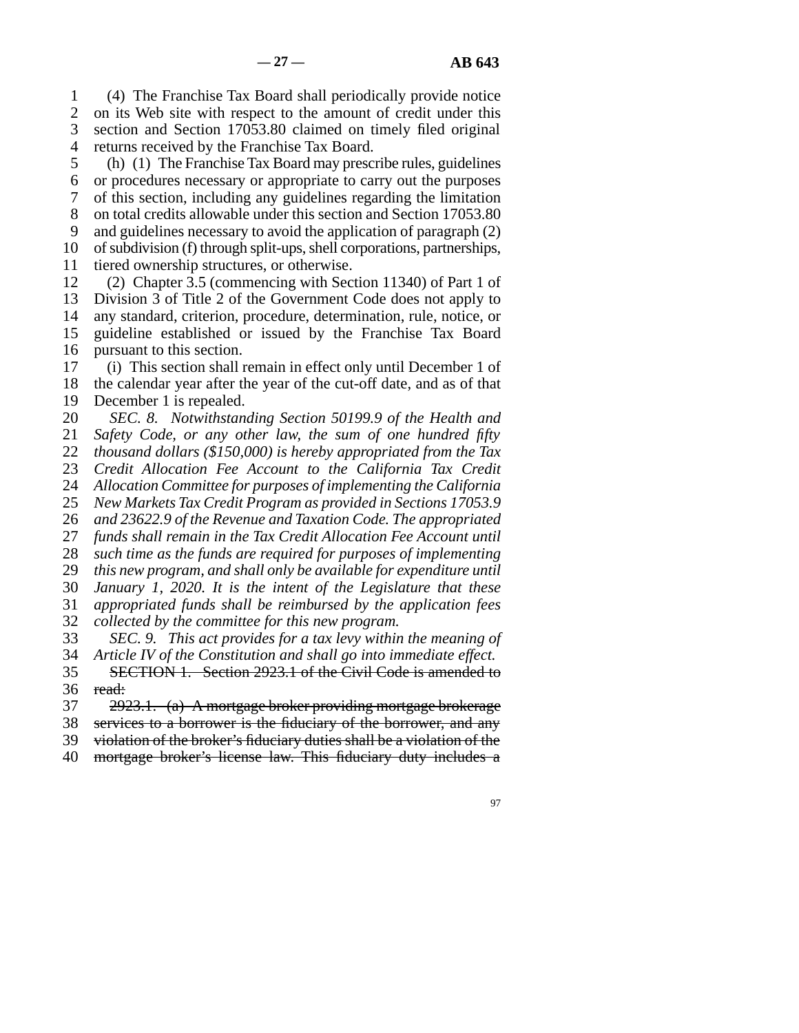(4) The Franchise Tax Board shall periodically provide notice on its Web site with respect to the amount of credit under this section and Section 17053.80 claimed on timely filed original returns received by the Franchise Tax Board.

(h) (1) The Franchise Tax Board may prescribe rules, guidelines or procedures necessary or appropriate to carry out the purposes of this section, including any guidelines regarding the limitation on total credits allowable under this section and Section 17053.80 and guidelines necessary to avoid the application of paragraph (2) of subdivision (f) through split-ups, shell corporations, partnerships, tiered ownership structures, or otherwise.

(2) Chapter 3.5 (commencing with Section 11340) of Part 1 of Division 3 of Title 2 of the Government Code does not apply to any standard, criterion, procedure, determination, rule, notice, or guideline established or issued by the Franchise Tax Board pursuant to this section.

(i) This section shall remain in effect only until December 1 of the calendar year after the year of the cut-off date, and as of that December 1 is repealed.

*SEC. 8. Notwithstanding Section 50199.9 of the Health and Safety Code, or any other law, the sum of one hundred fifty thousand dollars ($150,000) is hereby appropriated from the Tax Credit Allocation Fee Account to the California Tax Credit Allocation Committee for purposes of implementing the California New Markets Tax Credit Program as provided in Sections 17053.9 and 23622.9 of the Revenue and Taxation Code. The appropriated funds shall remain in the Tax Credit Allocation Fee Account until such time as the funds are required for purposes of implementing this new program, and shall only be available for expenditure until January 1, 2020. It is the intent of the Legislature that these appropriated funds shall be reimbursed by the application fees collected by the committee for this new program.*

*SEC. 9. This act provides for a tax levy within the meaning of Article IV of the Constitution and shall go into immediate effect.*

~~SECTION 1. Section 2923.1 of the Civil Code is amended to read:~~

~~2923.1. (a) A mortgage broker providing mortgage brokerage services to a borrower is the fiduciary of the borrower, and any violation of the broker's fiduciary duties shall be a violation of the mortgage broker's license law. This fiduciary duty includes a~~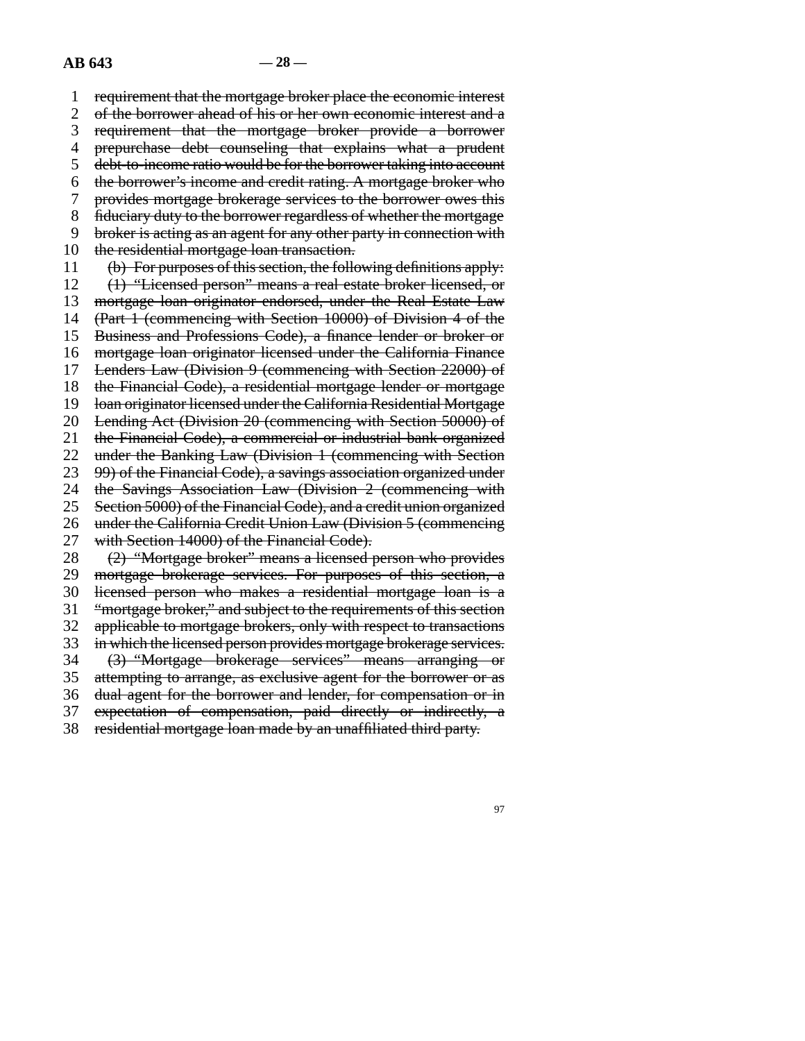~~requirement that the mortgage broker place the economic interest of the borrower ahead of his or her own economic interest and a requirement that the mortgage broker provide a borrower prepurchase debt counseling that explains what a prudent debt-to-income ratio would be for the borrower taking into account the borrower's income and credit rating. A mortgage broker who provides mortgage brokerage services to the borrower owes this fiduciary duty to the borrower regardless of whether the mortgage broker is acting as an agent for any other party in connection with the residential mortgage loan transaction.~~

~~(b) For purposes of this section, the following definitions apply:~~

~~(1) "Licensed person" means a real estate broker licensed, or mortgage loan originator endorsed, under the Real Estate Law (Part 1 (commencing with Section 10000) of Division 4 of the Business and Professions Code), a finance lender or broker or mortgage loan originator licensed under the California Finance Lenders Law (Division 9 (commencing with Section 22000) of the Financial Code), a residential mortgage lender or mortgage loan originator licensed under the California Residential Mortgage Lending Act (Division 20 (commencing with Section 50000) of the Financial Code), a commercial or industrial bank organized under the Banking Law (Division 1 (commencing with Section 99) of the Financial Code), a savings association organized under the Savings Association Law (Division 2 (commencing with Section 5000) of the Financial Code), and a credit union organized under the California Credit Union Law (Division 5 (commencing with Section 14000) of the Financial Code).~~

~~(2) "Mortgage broker" means a licensed person who provides mortgage brokerage services. For purposes of this section, a licensed person who makes a residential mortgage loan is a "mortgage broker," and subject to the requirements of this section applicable to mortgage brokers, only with respect to transactions in which the licensed person provides mortgage brokerage services.~~

~~(3) "Mortgage brokerage services" means arranging or attempting to arrange, as exclusive agent for the borrower or as dual agent for the borrower and lender, for compensation or in expectation of compensation, paid directly or indirectly, a residential mortgage loan made by an unaffiliated third party.~~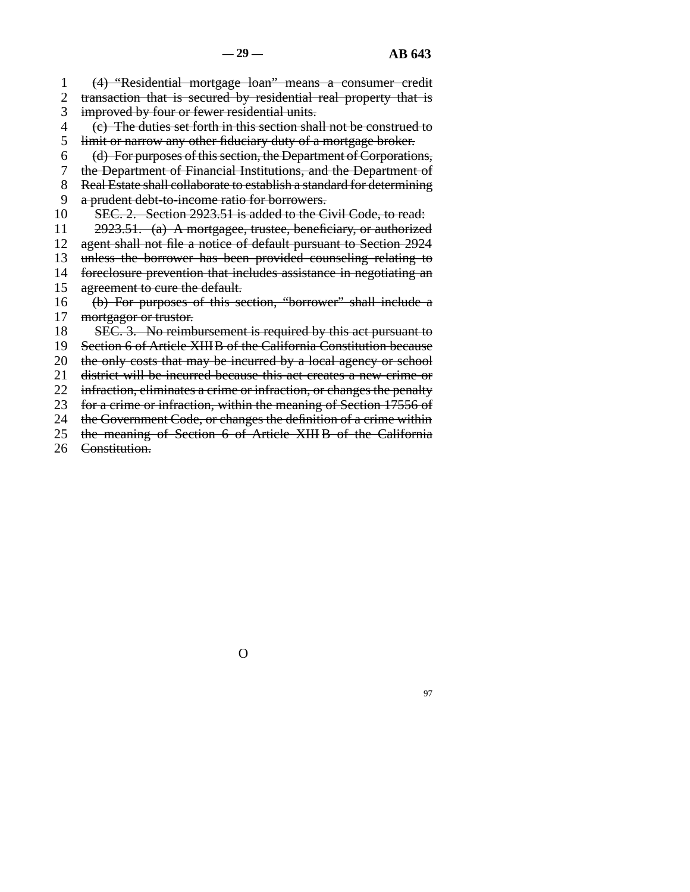~~(4) "Residential mortgage loan" means a consumer credit transaction that is secured by residential real property that is improved by four or fewer residential units.~~

~~(c) The duties set forth in this section shall not be construed to limit or narrow any other fiduciary duty of a mortgage broker.~~

~~(d) For purposes of this section, the Department of Corporations, the Department of Financial Institutions, and the Department of Real Estate shall collaborate to establish a standard for determining a prudent debt-to-income ratio for borrowers.~~

~~SEC. 2. Section 2923.51 is added to the Civil Code, to read:~~

~~2923.51. (a) A mortgagee, trustee, beneficiary, or authorized agent shall not file a notice of default pursuant to Section 2924 unless the borrower has been provided counseling relating to foreclosure prevention that includes assistance in negotiating an agreement to cure the default.~~

~~(b) For purposes of this section, "borrower" shall include a mortgagor or trustor.~~

~~SEC. 3. No reimbursement is required by this act pursuant to Section 6 of Article XIII B of the California Constitution because the only costs that may be incurred by a local agency or school district will be incurred because this act creates a new crime or infraction, eliminates a crime or infraction, or changes the penalty for a crime or infraction, within the meaning of Section 17556 of the Government Code, or changes the definition of a crime within the meaning of Section 6 of Article XIII B of the California Constitution.~~

O